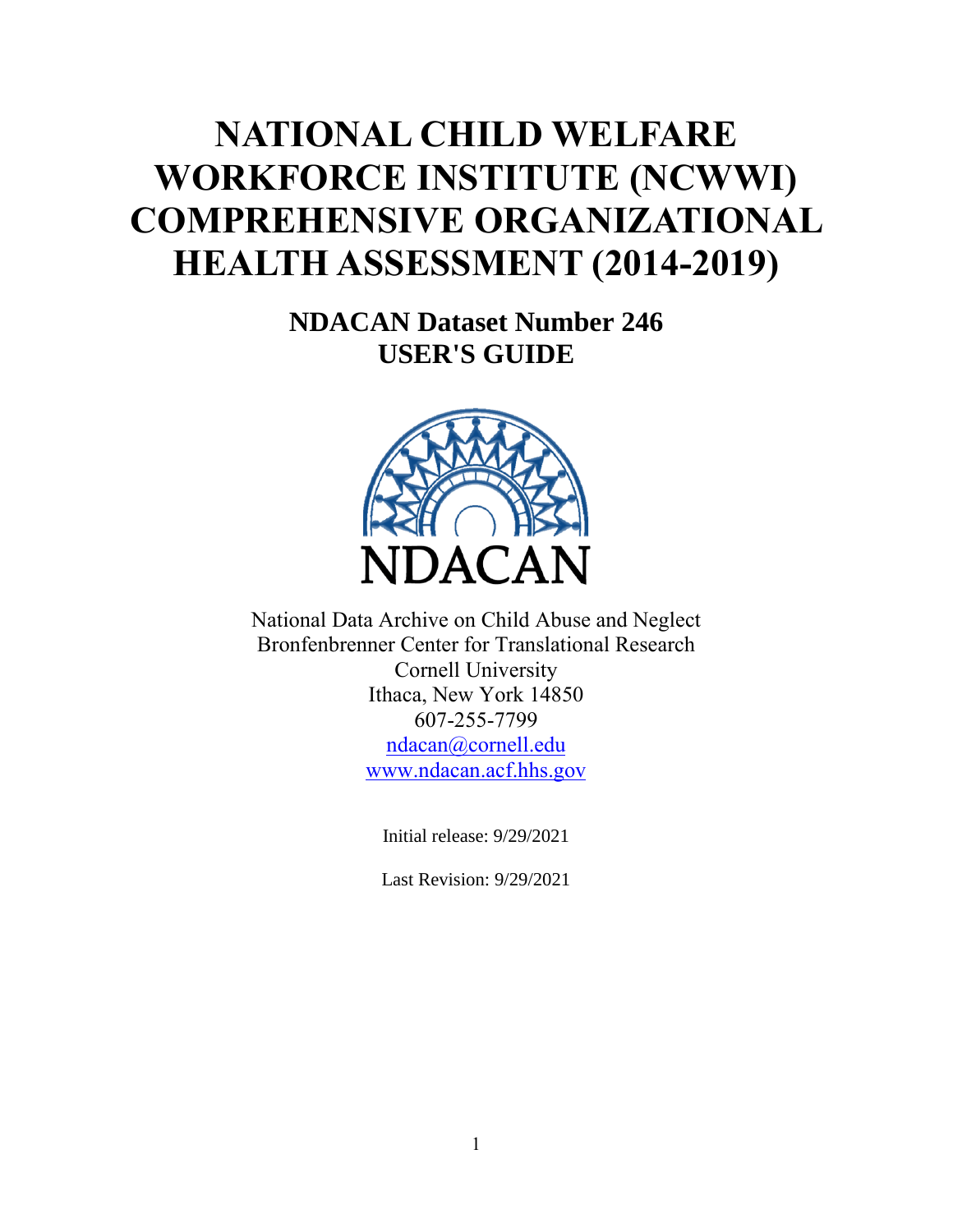# NATIONAL CHILD WELFARE WORKFORCE INSTITUTE (NCWWI) COMPREHENSIVE ORGANIZATIONAL HEALTH ASSESSMENT (2014-2019)

## NDACAN Dataset Number 246
## USER'S GUIDE

NDACAN

National Data Archive on Child Abuse and Neglect
Bronfenbrenner Center for Translational Research
Cornell University
Ithaca, New York 14850
607-255-7799
ndacan@cornell.edu
www.ndacan.acf.hhs.gov

Initial release: 9/29/2021

Last Revision: 9/29/2021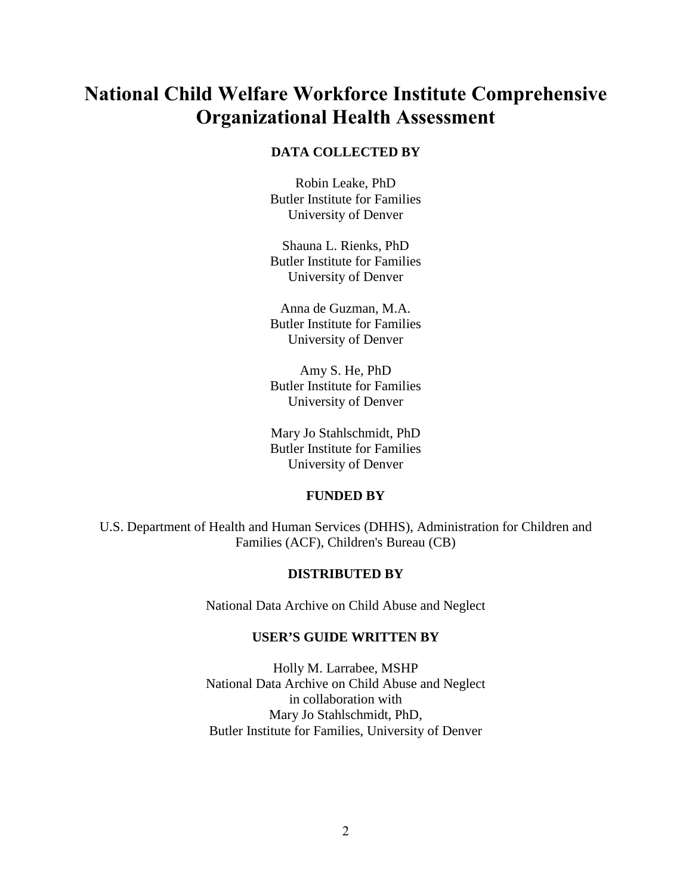# National Child Welfare Workforce Institute Comprehensive Organizational Health Assessment

**DATA COLLECTED BY**

Robin Leake, PhD
Butler Institute for Families
University of Denver

Shauna L. Rienks, PhD
Butler Institute for Families
University of Denver

Anna de Guzman, M.A.
Butler Institute for Families
University of Denver

Amy S. He, PhD
Butler Institute for Families
University of Denver

Mary Jo Stahlschmidt, PhD
Butler Institute for Families
University of Denver

**FUNDED BY**

U.S. Department of Health and Human Services (DHHS), Administration for Children and Families (ACF), Children's Bureau (CB)

**DISTRIBUTED BY**

National Data Archive on Child Abuse and Neglect

**USER'S GUIDE WRITTEN BY**

Holly M. Larrabee, MSHP
National Data Archive on Child Abuse and Neglect
in collaboration with
Mary Jo Stahlschmidt, PhD,
Butler Institute for Families, University of Denver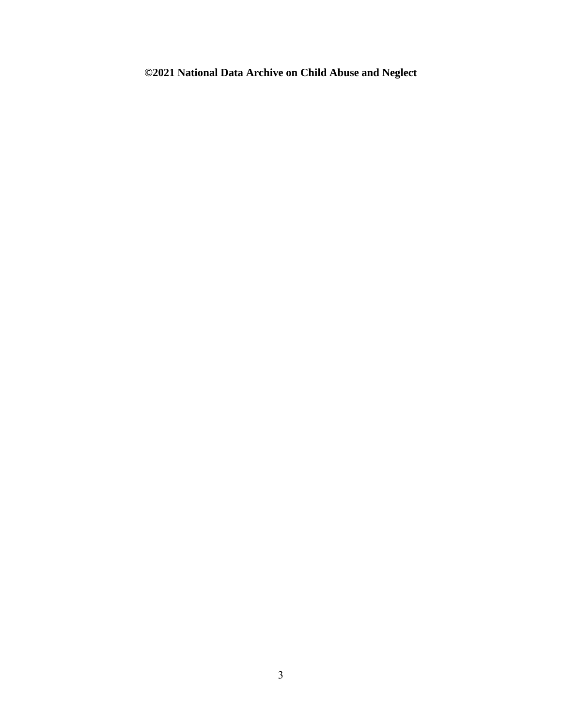**©2021 National Data Archive on Child Abuse and Neglect**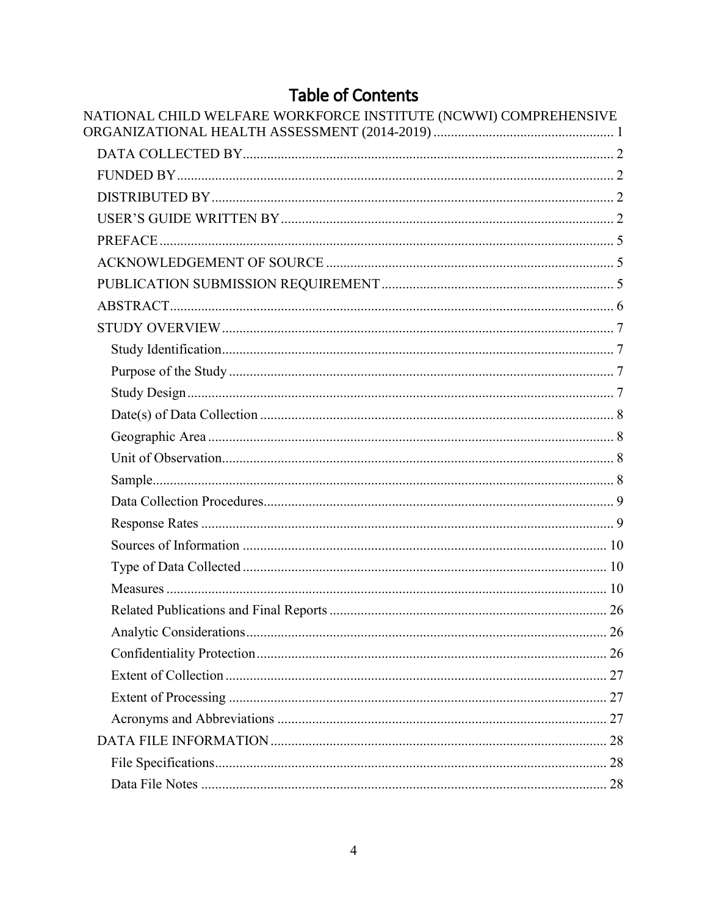# Table of Contents

NATIONAL CHILD WELFARE WORKFORCE INSTITUTE (NCWWI) COMPREHENSIVE ORGANIZATIONAL HEALTH ASSESSMENT (2014-2019) .................................................... 1

- DATA COLLECTED BY .......................................................................................... 2
- FUNDED BY ............................................................................................................ 2
- DISTRIBUTED BY .................................................................................................. 2
- USER'S GUIDE WRITTEN BY ............................................................................... 2
- PREFACE ................................................................................................................. 5
- ACKNOWLEDGEMENT OF SOURCE .................................................................. 5
- PUBLICATION SUBMISSION REQUIREMENT .................................................. 5
- ABSTRACT .............................................................................................................. 6
- STUDY OVERVIEW ................................................................................................ 7
  - Study Identification ................................................................................................ 7
  - Purpose of the Study .............................................................................................. 7
  - Study Design .......................................................................................................... 7
  - Date(s) of Data Collection ..................................................................................... 8
  - Geographic Area .................................................................................................... 8
  - Unit of Observation ................................................................................................ 8
  - Sample .................................................................................................................... 8
  - Data Collection Procedures .................................................................................... 9
  - Response Rates ...................................................................................................... 9
  - Sources of Information ........................................................................................ 10
  - Type of Data Collected ........................................................................................ 10
  - Measures .............................................................................................................. 10
  - Related Publications and Final Reports ............................................................... 26
  - Analytic Considerations ....................................................................................... 26
  - Confidentiality Protection .................................................................................... 26
  - Extent of Collection ............................................................................................. 27
  - Extent of Processing ............................................................................................ 27
  - Acronyms and Abbreviations .............................................................................. 27
- DATA FILE INFORMATION ................................................................................ 28
  - File Specifications ................................................................................................ 28
  - Data File Notes .................................................................................................... 28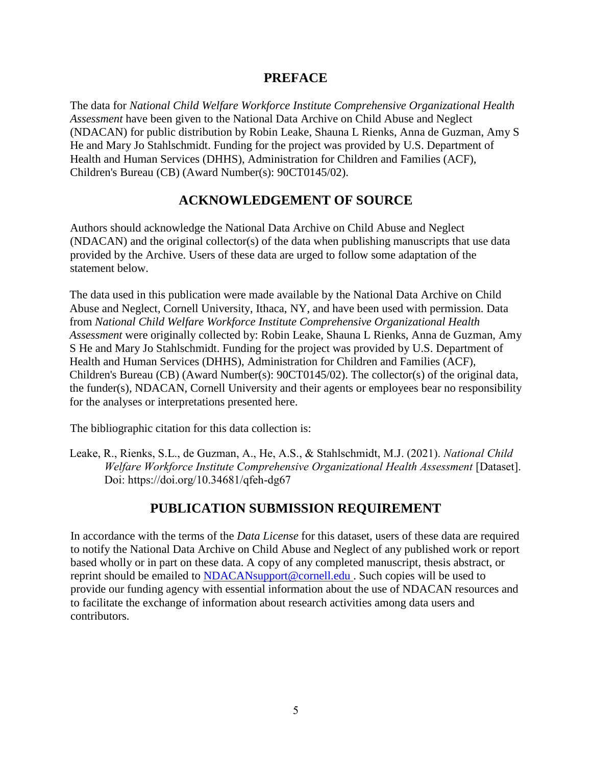## PREFACE

The data for *National Child Welfare Workforce Institute Comprehensive Organizational Health Assessment* have been given to the National Data Archive on Child Abuse and Neglect (NDACAN) for public distribution by Robin Leake, Shauna L Rienks, Anna de Guzman, Amy S He and Mary Jo Stahlschmidt. Funding for the project was provided by U.S. Department of Health and Human Services (DHHS), Administration for Children and Families (ACF), Children's Bureau (CB) (Award Number(s): 90CT0145/02).

## ACKNOWLEDGEMENT OF SOURCE

Authors should acknowledge the National Data Archive on Child Abuse and Neglect (NDACAN) and the original collector(s) of the data when publishing manuscripts that use data provided by the Archive. Users of these data are urged to follow some adaptation of the statement below.

The data used in this publication were made available by the National Data Archive on Child Abuse and Neglect, Cornell University, Ithaca, NY, and have been used with permission. Data from *National Child Welfare Workforce Institute Comprehensive Organizational Health Assessment* were originally collected by: Robin Leake, Shauna L Rienks, Anna de Guzman, Amy S He and Mary Jo Stahlschmidt. Funding for the project was provided by U.S. Department of Health and Human Services (DHHS), Administration for Children and Families (ACF), Children's Bureau (CB) (Award Number(s): 90CT0145/02). The collector(s) of the original data, the funder(s), NDACAN, Cornell University and their agents or employees bear no responsibility for the analyses or interpretations presented here.

The bibliographic citation for this data collection is:

Leake, R., Rienks, S.L., de Guzman, A., He, A.S., & Stahlschmidt, M.J. (2021). *National Child Welfare Workforce Institute Comprehensive Organizational Health Assessment* [Dataset]. Doi: https://doi.org/10.34681/qfeh-dg67

## PUBLICATION SUBMISSION REQUIREMENT

In accordance with the terms of the *Data License* for this dataset, users of these data are required to notify the National Data Archive on Child Abuse and Neglect of any published work or report based wholly or in part on these data. A copy of any completed manuscript, thesis abstract, or reprint should be emailed to NDACANsupport@cornell.edu . Such copies will be used to provide our funding agency with essential information about the use of NDACAN resources and to facilitate the exchange of information about research activities among data users and contributors.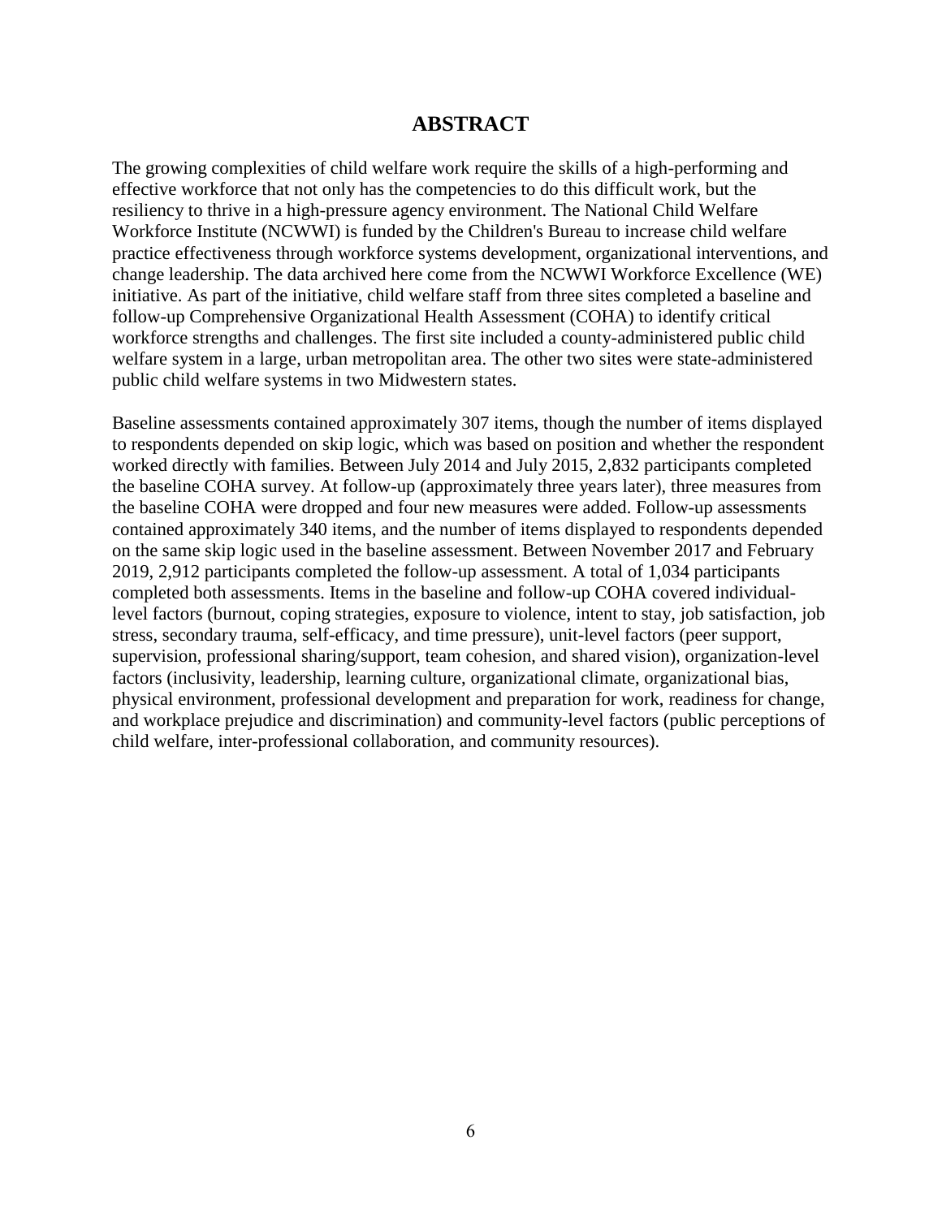# ABSTRACT

The growing complexities of child welfare work require the skills of a high-performing and effective workforce that not only has the competencies to do this difficult work, but the resiliency to thrive in a high-pressure agency environment. The National Child Welfare Workforce Institute (NCWWI) is funded by the Children's Bureau to increase child welfare practice effectiveness through workforce systems development, organizational interventions, and change leadership. The data archived here come from the NCWWI Workforce Excellence (WE) initiative. As part of the initiative, child welfare staff from three sites completed a baseline and follow-up Comprehensive Organizational Health Assessment (COHA) to identify critical workforce strengths and challenges. The first site included a county-administered public child welfare system in a large, urban metropolitan area. The other two sites were state-administered public child welfare systems in two Midwestern states.

Baseline assessments contained approximately 307 items, though the number of items displayed to respondents depended on skip logic, which was based on position and whether the respondent worked directly with families. Between July 2014 and July 2015, 2,832 participants completed the baseline COHA survey. At follow-up (approximately three years later), three measures from the baseline COHA were dropped and four new measures were added. Follow-up assessments contained approximately 340 items, and the number of items displayed to respondents depended on the same skip logic used in the baseline assessment. Between November 2017 and February 2019, 2,912 participants completed the follow-up assessment. A total of 1,034 participants completed both assessments. Items in the baseline and follow-up COHA covered individual-level factors (burnout, coping strategies, exposure to violence, intent to stay, job satisfaction, job stress, secondary trauma, self-efficacy, and time pressure), unit-level factors (peer support, supervision, professional sharing/support, team cohesion, and shared vision), organization-level factors (inclusivity, leadership, learning culture, organizational climate, organizational bias, physical environment, professional development and preparation for work, readiness for change, and workplace prejudice and discrimination) and community-level factors (public perceptions of child welfare, inter-professional collaboration, and community resources).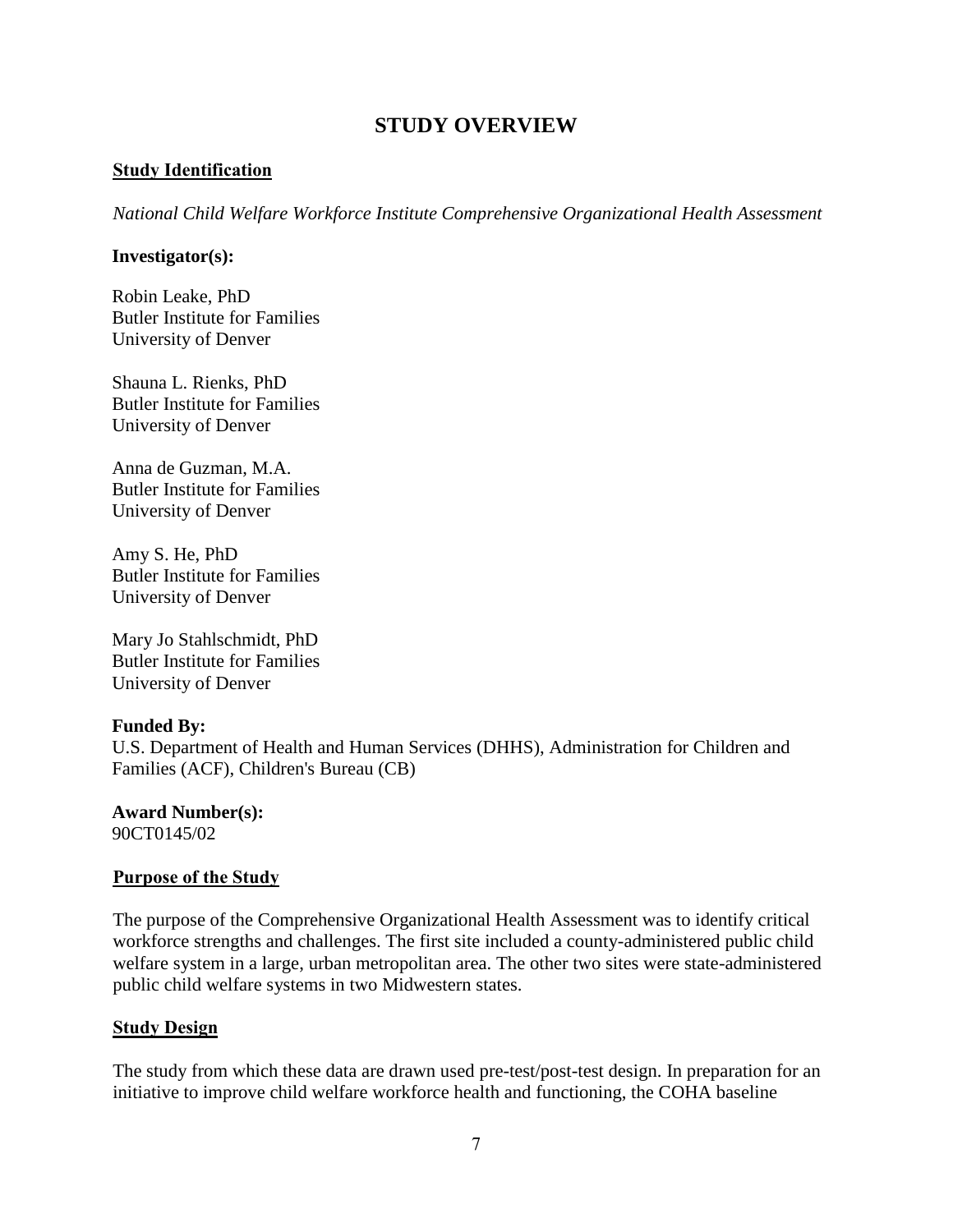# STUDY OVERVIEW

## Study Identification

*National Child Welfare Workforce Institute Comprehensive Organizational Health Assessment*

**Investigator(s):**

Robin Leake, PhD
Butler Institute for Families
University of Denver

Shauna L. Rienks, PhD
Butler Institute for Families
University of Denver

Anna de Guzman, M.A.
Butler Institute for Families
University of Denver

Amy S. He, PhD
Butler Institute for Families
University of Denver

Mary Jo Stahlschmidt, PhD
Butler Institute for Families
University of Denver

**Funded By:**
U.S. Department of Health and Human Services (DHHS), Administration for Children and Families (ACF), Children's Bureau (CB)

**Award Number(s):**
90CT0145/02

## Purpose of the Study

The purpose of the Comprehensive Organizational Health Assessment was to identify critical workforce strengths and challenges. The first site included a county-administered public child welfare system in a large, urban metropolitan area. The other two sites were state-administered public child welfare systems in two Midwestern states.

## Study Design

The study from which these data are drawn used pre-test/post-test design. In preparation for an initiative to improve child welfare workforce health and functioning, the COHA baseline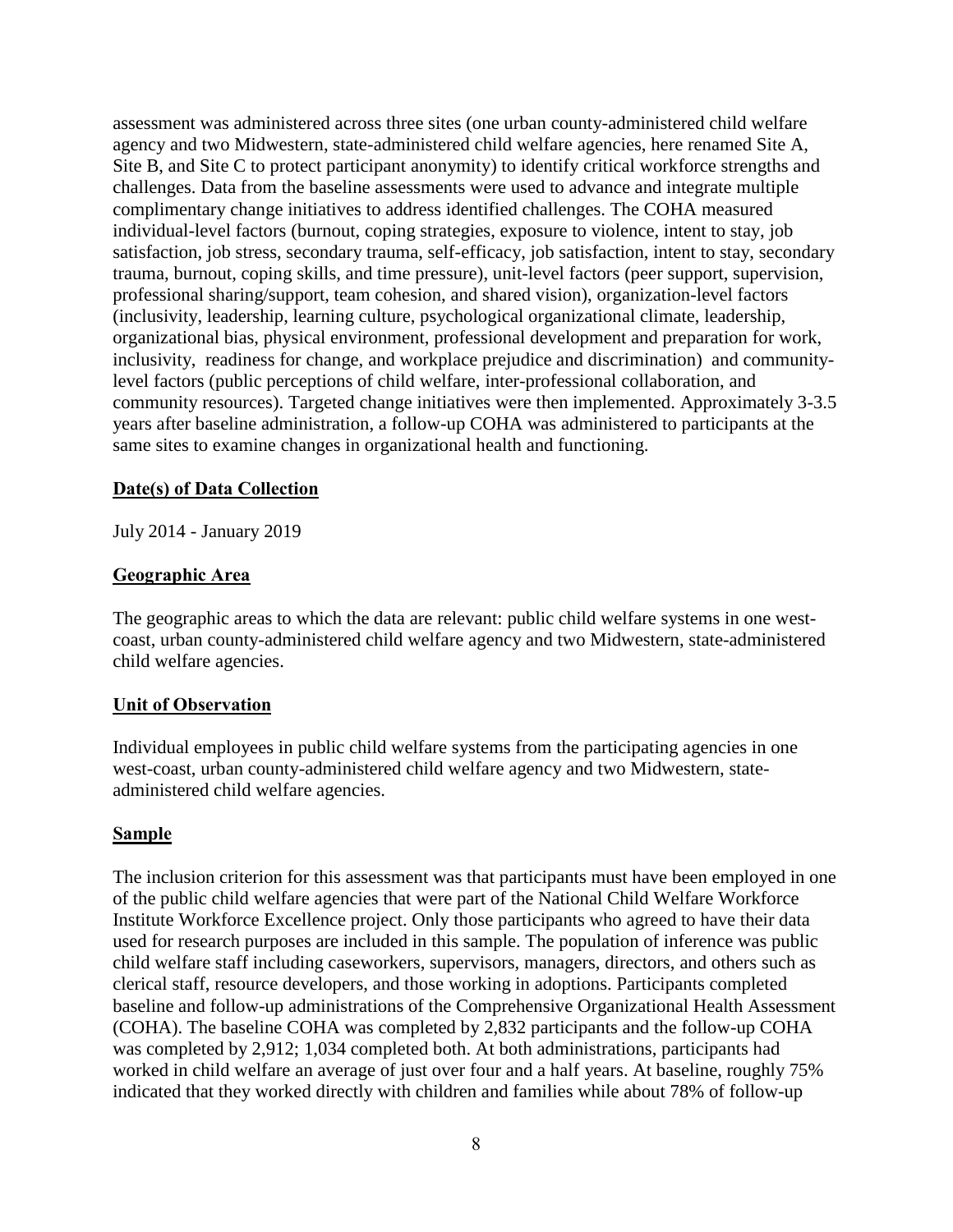assessment was administered across three sites (one urban county-administered child welfare agency and two Midwestern, state-administered child welfare agencies, here renamed Site A, Site B, and Site C to protect participant anonymity) to identify critical workforce strengths and challenges. Data from the baseline assessments were used to advance and integrate multiple complimentary change initiatives to address identified challenges. The COHA measured individual-level factors (burnout, coping strategies, exposure to violence, intent to stay, job satisfaction, job stress, secondary trauma, self-efficacy, job satisfaction, intent to stay, secondary trauma, burnout, coping skills, and time pressure), unit-level factors (peer support, supervision, professional sharing/support, team cohesion, and shared vision), organization-level factors (inclusivity, leadership, learning culture, psychological organizational climate, leadership, organizational bias, physical environment, professional development and preparation for work, inclusivity, readiness for change, and workplace prejudice and discrimination) and community-level factors (public perceptions of child welfare, inter-professional collaboration, and community resources). Targeted change initiatives were then implemented. Approximately 3-3.5 years after baseline administration, a follow-up COHA was administered to participants at the same sites to examine changes in organizational health and functioning.

## Date(s) of Data Collection

July 2014 - January 2019

## Geographic Area

The geographic areas to which the data are relevant: public child welfare systems in one west-coast, urban county-administered child welfare agency and two Midwestern, state-administered child welfare agencies.

## Unit of Observation

Individual employees in public child welfare systems from the participating agencies in one west-coast, urban county-administered child welfare agency and two Midwestern, state-administered child welfare agencies.

## Sample

The inclusion criterion for this assessment was that participants must have been employed in one of the public child welfare agencies that were part of the National Child Welfare Workforce Institute Workforce Excellence project. Only those participants who agreed to have their data used for research purposes are included in this sample. The population of inference was public child welfare staff including caseworkers, supervisors, managers, directors, and others such as clerical staff, resource developers, and those working in adoptions. Participants completed baseline and follow-up administrations of the Comprehensive Organizational Health Assessment (COHA). The baseline COHA was completed by 2,832 participants and the follow-up COHA was completed by 2,912; 1,034 completed both. At both administrations, participants had worked in child welfare an average of just over four and a half years. At baseline, roughly 75% indicated that they worked directly with children and families while about 78% of follow-up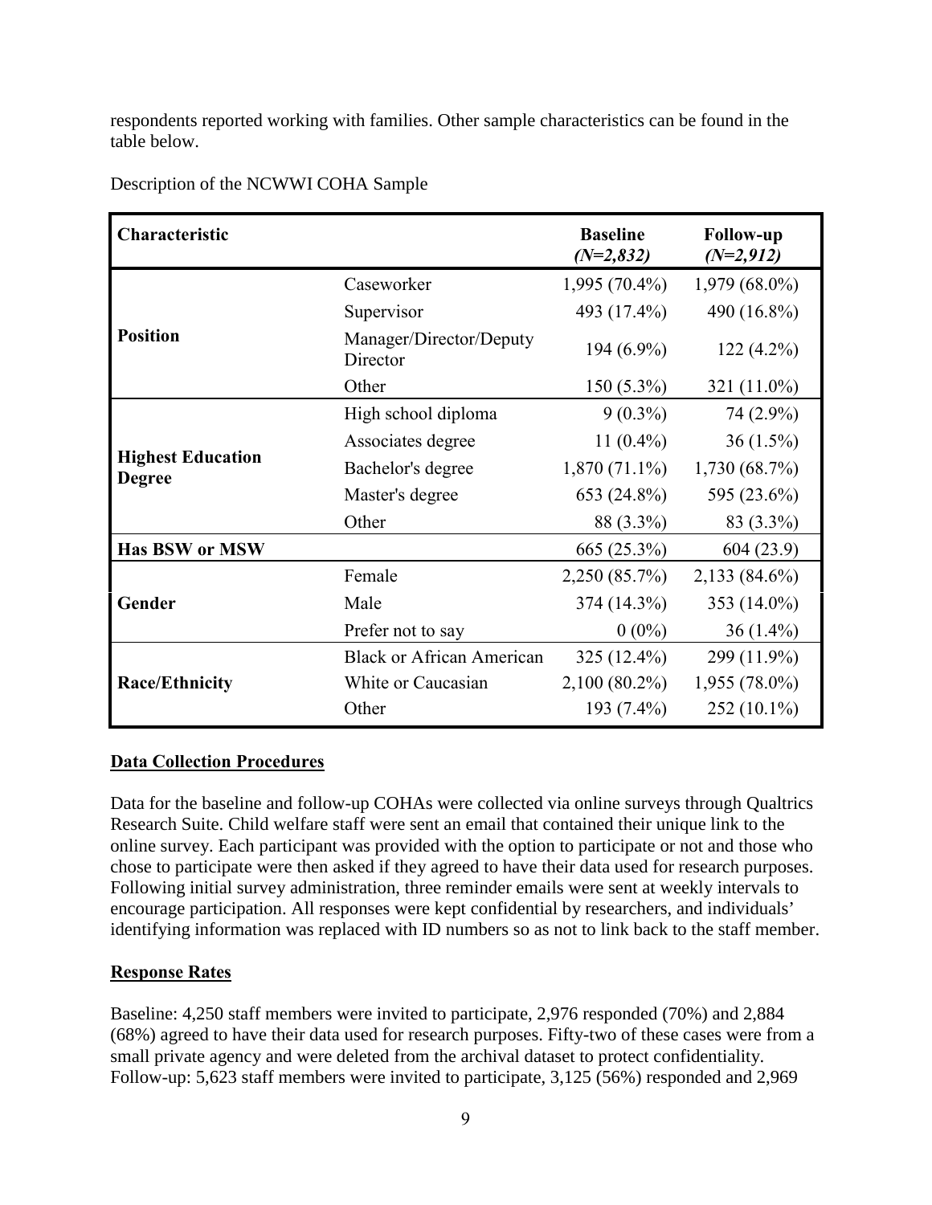respondents reported working with families. Other sample characteristics can be found in the table below.

Description of the NCWWI COHA Sample

| Characteristic | | Baseline *(N=2,832)* | Follow-up *(N=2,912)* |
|---|---|---|---|
| **Position** | Caseworker | 1,995 (70.4%) | 1,979 (68.0%) |
| | Supervisor | 493 (17.4%) | 490 (16.8%) |
| | Manager/Director/Deputy Director | 194 (6.9%) | 122 (4.2%) |
| | Other | 150 (5.3%) | 321 (11.0%) |
| **Highest Education Degree** | High school diploma | 9 (0.3%) | 74 (2.9%) |
| | Associates degree | 11 (0.4%) | 36 (1.5%) |
| | Bachelor's degree | 1,870 (71.1%) | 1,730 (68.7%) |
| | Master's degree | 653 (24.8%) | 595 (23.6%) |
| | Other | 88 (3.3%) | 83 (3.3%) |
| **Has BSW or MSW** | | 665 (25.3%) | 604 (23.9) |
| **Gender** | Female | 2,250 (85.7%) | 2,133 (84.6%) |
| | Male | 374 (14.3%) | 353 (14.0%) |
| | Prefer not to say | 0 (0%) | 36 (1.4%) |
| **Race/Ethnicity** | Black or African American | 325 (12.4%) | 299 (11.9%) |
| | White or Caucasian | 2,100 (80.2%) | 1,955 (78.0%) |
| | Other | 193 (7.4%) | 252 (10.1%) |

## Data Collection Procedures

Data for the baseline and follow-up COHAs were collected via online surveys through Qualtrics Research Suite. Child welfare staff were sent an email that contained their unique link to the online survey. Each participant was provided with the option to participate or not and those who chose to participate were then asked if they agreed to have their data used for research purposes. Following initial survey administration, three reminder emails were sent at weekly intervals to encourage participation. All responses were kept confidential by researchers, and individuals' identifying information was replaced with ID numbers so as not to link back to the staff member.

## Response Rates

Baseline: 4,250 staff members were invited to participate, 2,976 responded (70%) and 2,884 (68%) agreed to have their data used for research purposes. Fifty-two of these cases were from a small private agency and were deleted from the archival dataset to protect confidentiality. Follow-up: 5,623 staff members were invited to participate, 3,125 (56%) responded and 2,969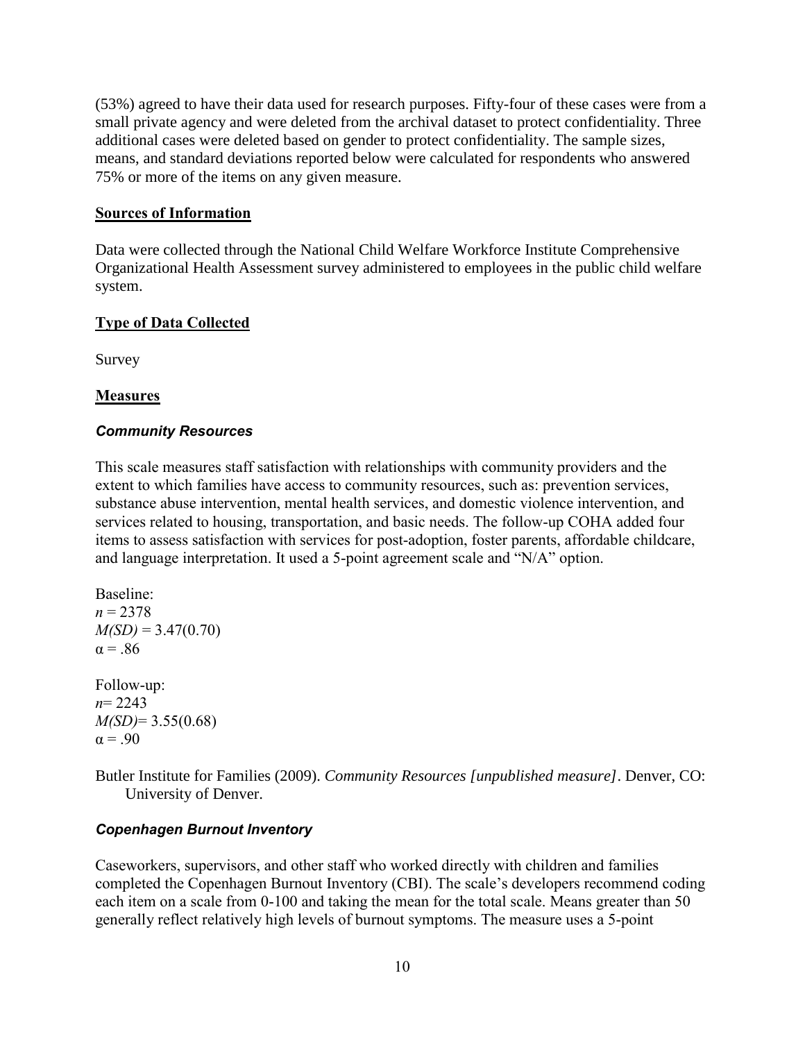(53%) agreed to have their data used for research purposes. Fifty-four of these cases were from a small private agency and were deleted from the archival dataset to protect confidentiality. Three additional cases were deleted based on gender to protect confidentiality. The sample sizes, means, and standard deviations reported below were calculated for respondents who answered 75% or more of the items on any given measure.

## Sources of Information

Data were collected through the National Child Welfare Workforce Institute Comprehensive Organizational Health Assessment survey administered to employees in the public child welfare system.

## Type of Data Collected

Survey

## Measures

### *Community Resources*

This scale measures staff satisfaction with relationships with community providers and the extent to which families have access to community resources, such as: prevention services, substance abuse intervention, mental health services, and domestic violence intervention, and services related to housing, transportation, and basic needs. The follow-up COHA added four items to assess satisfaction with services for post-adoption, foster parents, affordable childcare, and language interpretation. It used a 5-point agreement scale and "N/A" option.

Baseline:
$n$ = 2378
$M(SD)$ = 3.47(0.70)
$\alpha$ = .86

Follow-up:
$n$= 2243
$M(SD)$= 3.55(0.68)
$\alpha$ = .90

Butler Institute for Families (2009). *Community Resources [unpublished measure]*. Denver, CO: University of Denver.

### *Copenhagen Burnout Inventory*

Caseworkers, supervisors, and other staff who worked directly with children and families completed the Copenhagen Burnout Inventory (CBI). The scale's developers recommend coding each item on a scale from 0-100 and taking the mean for the total scale. Means greater than 50 generally reflect relatively high levels of burnout symptoms. The measure uses a 5-point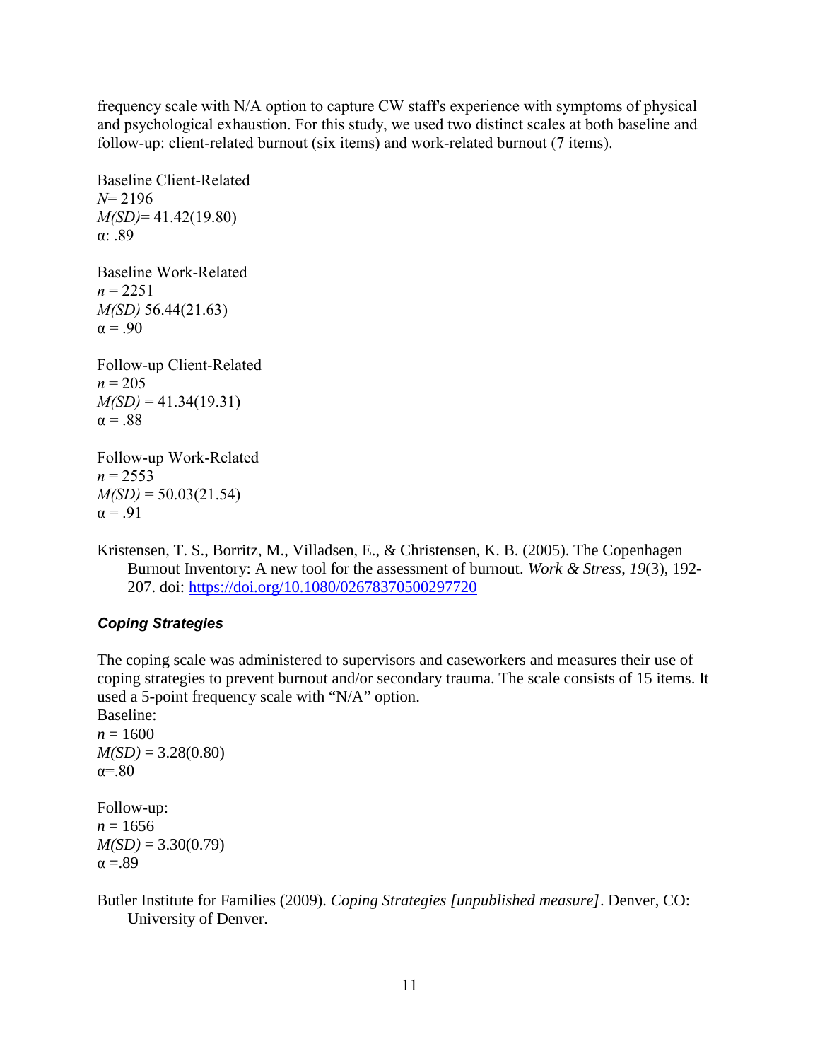frequency scale with N/A option to capture CW staff's experience with symptoms of physical and psychological exhaustion. For this study, we used two distinct scales at both baseline and follow-up: client-related burnout (six items) and work-related burnout (7 items).

Baseline Client-Related
*N*= 2196
*M(SD)*= 41.42(19.80)
α: .89

Baseline Work-Related
*n* = 2251
*M(SD)* 56.44(21.63)
α = .90

Follow-up Client-Related
*n* = 205
*M(SD)* = 41.34(19.31)
α = .88

Follow-up Work-Related
*n* = 2553
*M(SD)* = 50.03(21.54)
α = .91

Kristensen, T. S., Borritz, M., Villadsen, E., & Christensen, K. B. (2005). The Copenhagen Burnout Inventory: A new tool for the assessment of burnout. *Work & Stress*, *19*(3), 192-207. doi: https://doi.org/10.1080/02678370500297720

### *Coping Strategies*

The coping scale was administered to supervisors and caseworkers and measures their use of coping strategies to prevent burnout and/or secondary trauma. The scale consists of 15 items. It used a 5-point frequency scale with "N/A" option.
Baseline:
*n* = 1600
*M(SD)* = 3.28(0.80)
α=.80

Follow-up:
*n* = 1656
*M(SD)* = 3.30(0.79)
α =.89

Butler Institute for Families (2009). *Coping Strategies [unpublished measure]*. Denver, CO: University of Denver.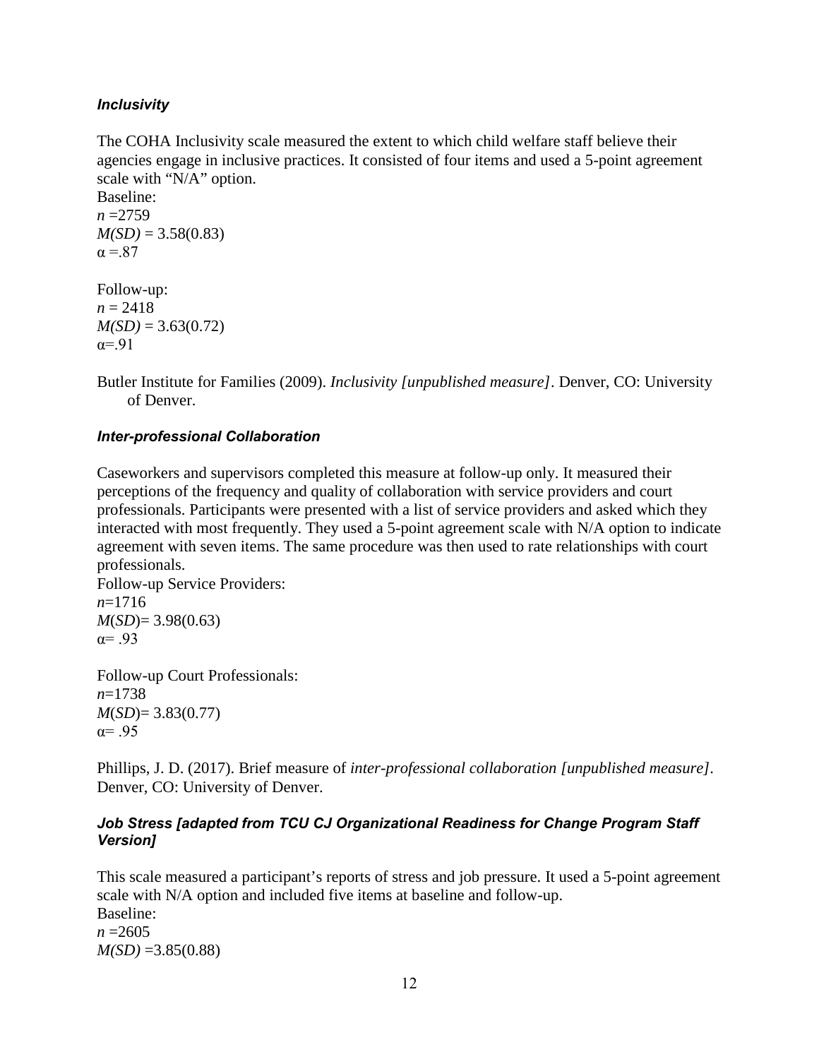### *Inclusivity*

The COHA Inclusivity scale measured the extent to which child welfare staff believe their agencies engage in inclusive practices. It consisted of four items and used a 5-point agreement scale with "N/A" option.
Baseline:
*n* =2759
*M(SD)* = 3.58(0.83)
α =.87

Follow-up:
*n* = 2418
*M(SD)* = 3.63(0.72)
α=.91

Butler Institute for Families (2009). *Inclusivity [unpublished measure]*. Denver, CO: University of Denver.

### *Inter-professional Collaboration*

Caseworkers and supervisors completed this measure at follow-up only. It measured their perceptions of the frequency and quality of collaboration with service providers and court professionals. Participants were presented with a list of service providers and asked which they interacted with most frequently. They used a 5-point agreement scale with N/A option to indicate agreement with seven items. The same procedure was then used to rate relationships with court professionals.
Follow-up Service Providers:
*n*=1716
*M*(*SD*)= 3.98(0.63)
α= .93

Follow-up Court Professionals:
*n*=1738
*M*(*SD*)= 3.83(0.77)
α= .95

Phillips, J. D. (2017). Brief measure of *inter-professional collaboration [unpublished measure]*. Denver, CO: University of Denver.

### *Job Stress [adapted from TCU CJ Organizational Readiness for Change Program Staff Version]*

This scale measured a participant's reports of stress and job pressure. It used a 5-point agreement scale with N/A option and included five items at baseline and follow-up.
Baseline:
*n* =2605
*M(SD)* =3.85(0.88)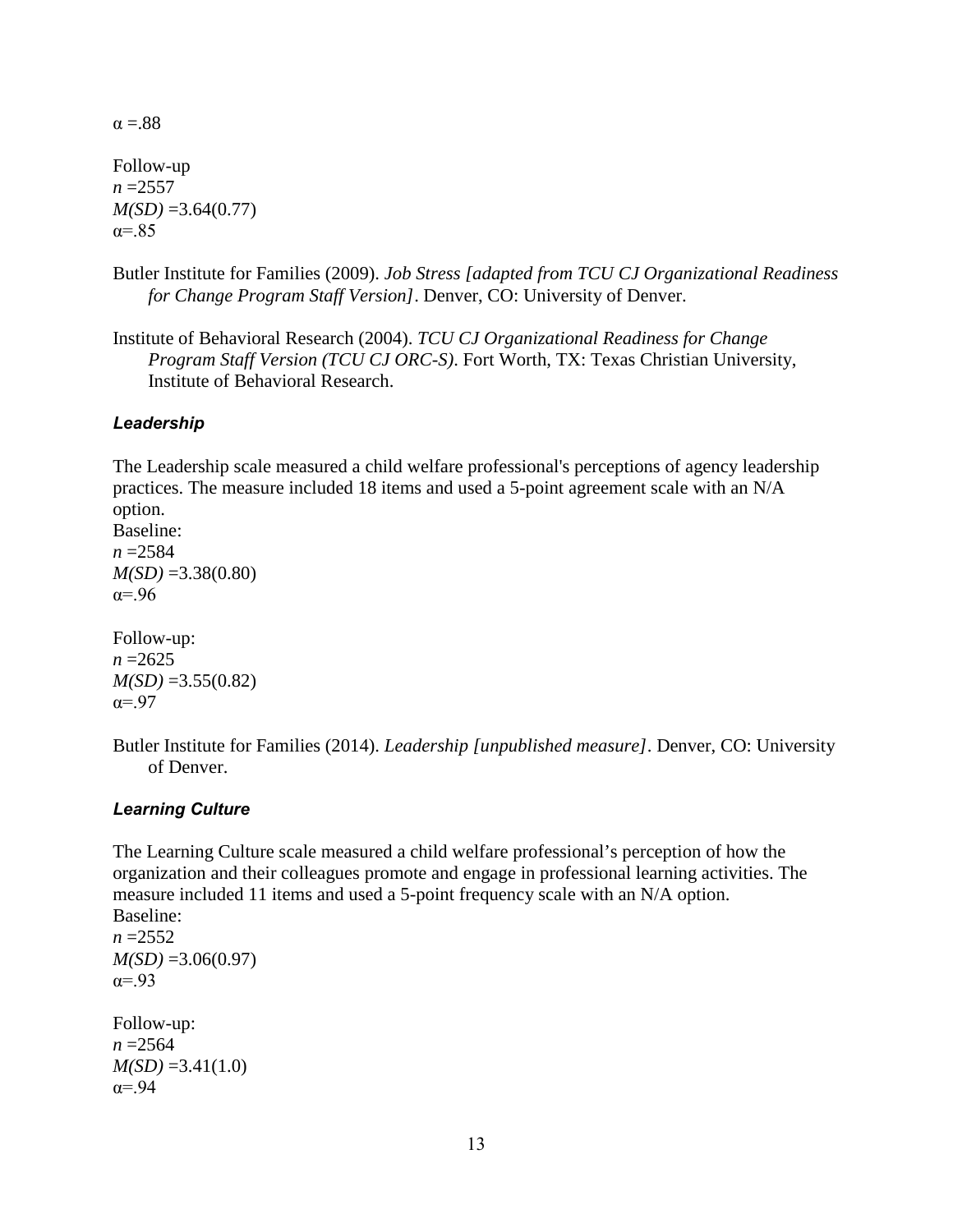α =.88

Follow-up
*n* =2557
*M(SD)* =3.64(0.77)
α=.85

Butler Institute for Families (2009). *Job Stress [adapted from TCU CJ Organizational Readiness for Change Program Staff Version]*. Denver, CO: University of Denver.

Institute of Behavioral Research (2004). *TCU CJ Organizational Readiness for Change Program Staff Version (TCU CJ ORC-S)*. Fort Worth, TX: Texas Christian University, Institute of Behavioral Research.

### *Leadership*

The Leadership scale measured a child welfare professional's perceptions of agency leadership practices. The measure included 18 items and used a 5-point agreement scale with an N/A option.
Baseline:
*n* =2584
*M(SD)* =3.38(0.80)
α=.96

Follow-up:
*n* =2625
*M(SD)* =3.55(0.82)
α=.97

Butler Institute for Families (2014). *Leadership [unpublished measure]*. Denver, CO: University of Denver.

### *Learning Culture*

The Learning Culture scale measured a child welfare professional's perception of how the organization and their colleagues promote and engage in professional learning activities. The measure included 11 items and used a 5-point frequency scale with an N/A option.
Baseline:
*n* =2552
*M(SD)* =3.06(0.97)
α=.93

Follow-up:
*n* =2564
*M(SD)* =3.41(1.0)
α=.94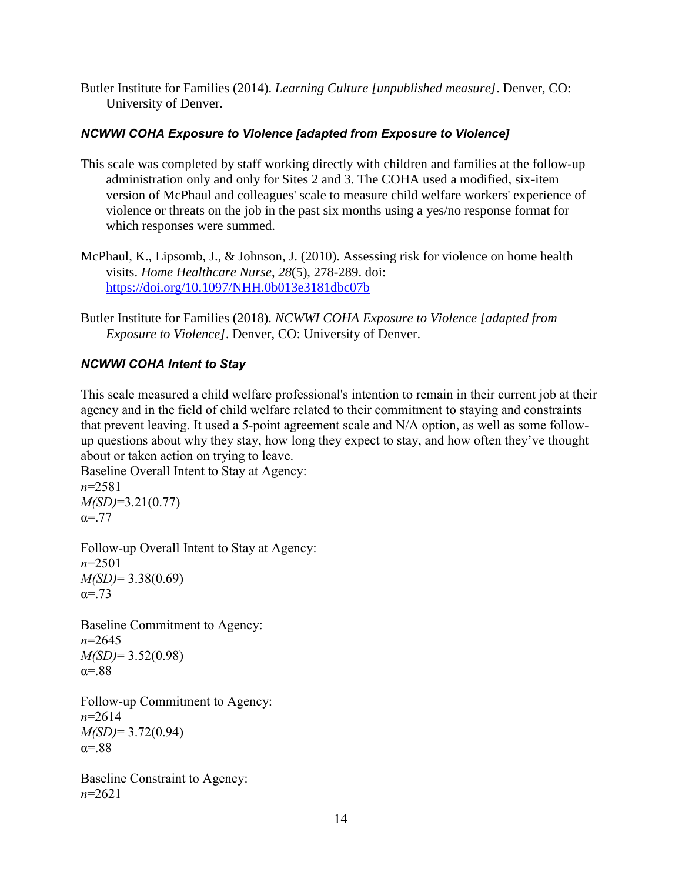Butler Institute for Families (2014). *Learning Culture [unpublished measure]*. Denver, CO: University of Denver.

### *NCWWI COHA Exposure to Violence [adapted from Exposure to Violence]*

This scale was completed by staff working directly with children and families at the follow-up administration only and only for Sites 2 and 3. The COHA used a modified, six-item version of McPhaul and colleagues' scale to measure child welfare workers' experience of violence or threats on the job in the past six months using a yes/no response format for which responses were summed.

McPhaul, K., Lipsomb, J., & Johnson, J. (2010). Assessing risk for violence on home health visits. *Home Healthcare Nurse*, *28*(5), 278-289. doi: [https://doi.org/10.1097/NHH.0b013e3181dbc07b](https://doi.org/10.1097/NHH.0b013e3181dbc07b)

Butler Institute for Families (2018). *NCWWI COHA Exposure to Violence [adapted from Exposure to Violence]*. Denver, CO: University of Denver.

### *NCWWI COHA Intent to Stay*

This scale measured a child welfare professional's intention to remain in their current job at their agency and in the field of child welfare related to their commitment to staying and constraints that prevent leaving. It used a 5-point agreement scale and N/A option, as well as some follow-up questions about why they stay, how long they expect to stay, and how often they've thought about or taken action on trying to leave.

Baseline Overall Intent to Stay at Agency:
*n*=2581
*M(SD)*=3.21(0.77)
α=.77

Follow-up Overall Intent to Stay at Agency:
*n*=2501
*M(SD)*= 3.38(0.69)
α=.73

Baseline Commitment to Agency:
*n*=2645
*M(SD)*= 3.52(0.98)
α=.88

Follow-up Commitment to Agency:
*n*=2614
*M(SD)*= 3.72(0.94)
α=.88

Baseline Constraint to Agency:
*n*=2621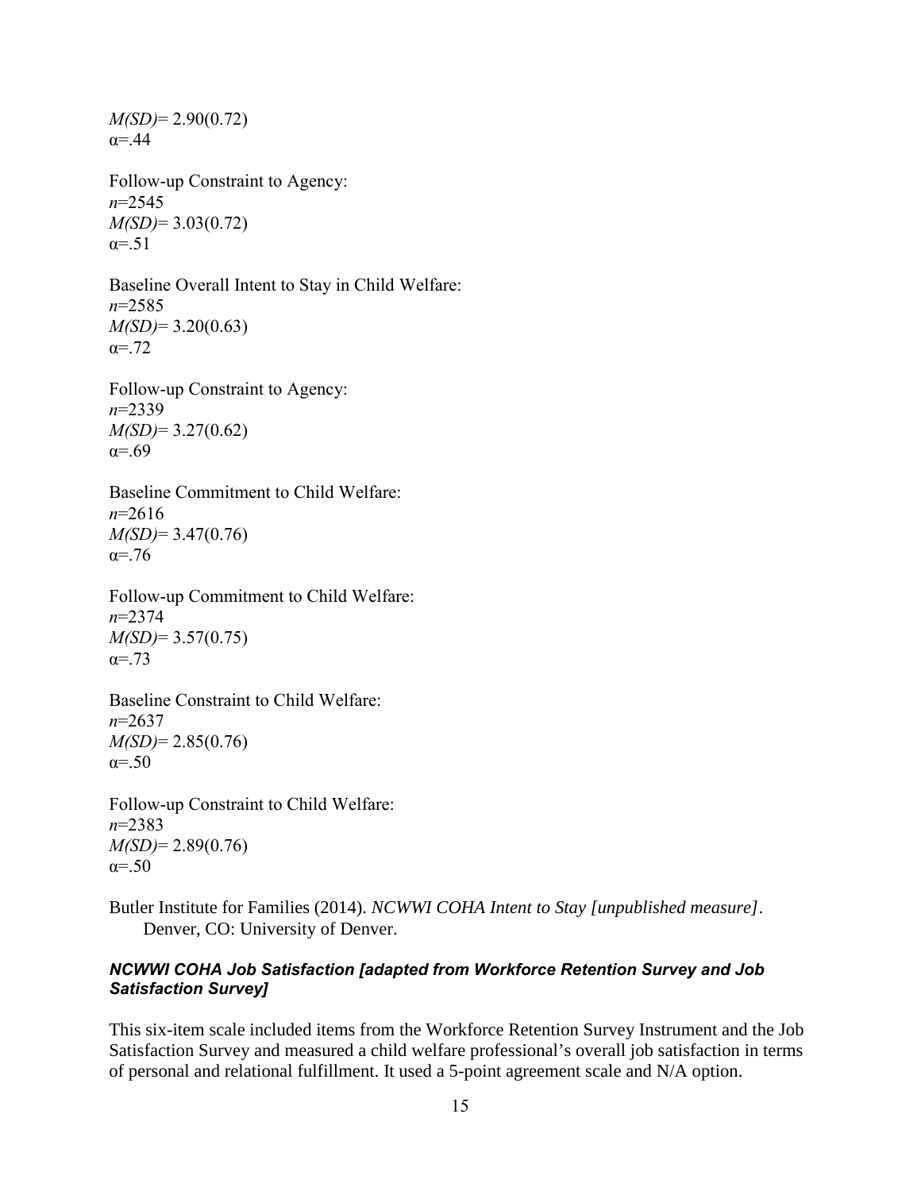*M(SD)*= 2.90(0.72)
α=.44

Follow-up Constraint to Agency:
*n*=2545
*M(SD)*= 3.03(0.72)
α=.51

Baseline Overall Intent to Stay in Child Welfare:
*n*=2585
*M(SD)*= 3.20(0.63)
α=.72

Follow-up Constraint to Agency:
*n*=2339
*M(SD)*= 3.27(0.62)
α=.69

Baseline Commitment to Child Welfare:
*n*=2616
*M(SD)*= 3.47(0.76)
α=.76

Follow-up Commitment to Child Welfare:
*n*=2374
*M(SD)*= 3.57(0.75)
α=.73

Baseline Constraint to Child Welfare:
*n*=2637
*M(SD)*= 2.85(0.76)
α=.50

Follow-up Constraint to Child Welfare:
*n*=2383
*M(SD)*= 2.89(0.76)
α=.50

Butler Institute for Families (2014). *NCWWI COHA Intent to Stay [unpublished measure]*. Denver, CO: University of Denver.

### *NCWWI COHA Job Satisfaction [adapted from Workforce Retention Survey and Job Satisfaction Survey]*

This six-item scale included items from the Workforce Retention Survey Instrument and the Job Satisfaction Survey and measured a child welfare professional's overall job satisfaction in terms of personal and relational fulfillment. It used a 5-point agreement scale and N/A option.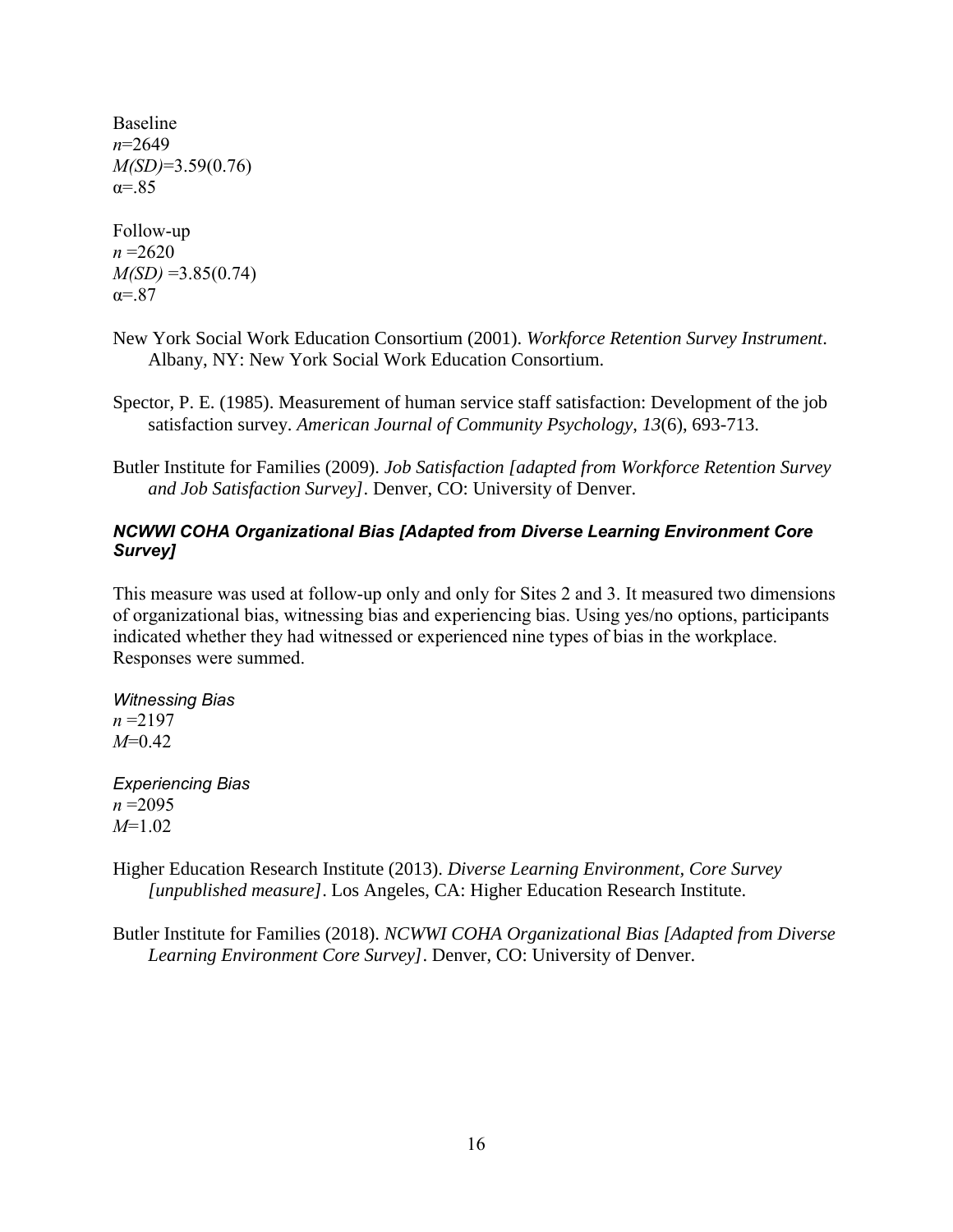Baseline
*n*=2649
*M(SD)*=3.59(0.76)
α=.85

Follow-up
*n* =2620
*M(SD)* =3.85(0.74)
α=.87

New York Social Work Education Consortium (2001). *Workforce Retention Survey Instrument*. Albany, NY: New York Social Work Education Consortium.

Spector, P. E. (1985). Measurement of human service staff satisfaction: Development of the job satisfaction survey. *American Journal of Community Psychology*, *13*(6), 693-713.

Butler Institute for Families (2009). *Job Satisfaction [adapted from Workforce Retention Survey and Job Satisfaction Survey]*. Denver, CO: University of Denver.

### *NCWWI COHA Organizational Bias [Adapted from Diverse Learning Environment Core Survey]*

This measure was used at follow-up only and only for Sites 2 and 3. It measured two dimensions of organizational bias, witnessing bias and experiencing bias. Using yes/no options, participants indicated whether they had witnessed or experienced nine types of bias in the workplace. Responses were summed.

*Witnessing Bias*
*n* =2197
*M*=0.42

*Experiencing Bias*
*n* =2095
*M*=1.02

Higher Education Research Institute (2013). *Diverse Learning Environment, Core Survey [unpublished measure]*. Los Angeles, CA: Higher Education Research Institute.

Butler Institute for Families (2018). *NCWWI COHA Organizational Bias [Adapted from Diverse Learning Environment Core Survey]*. Denver, CO: University of Denver.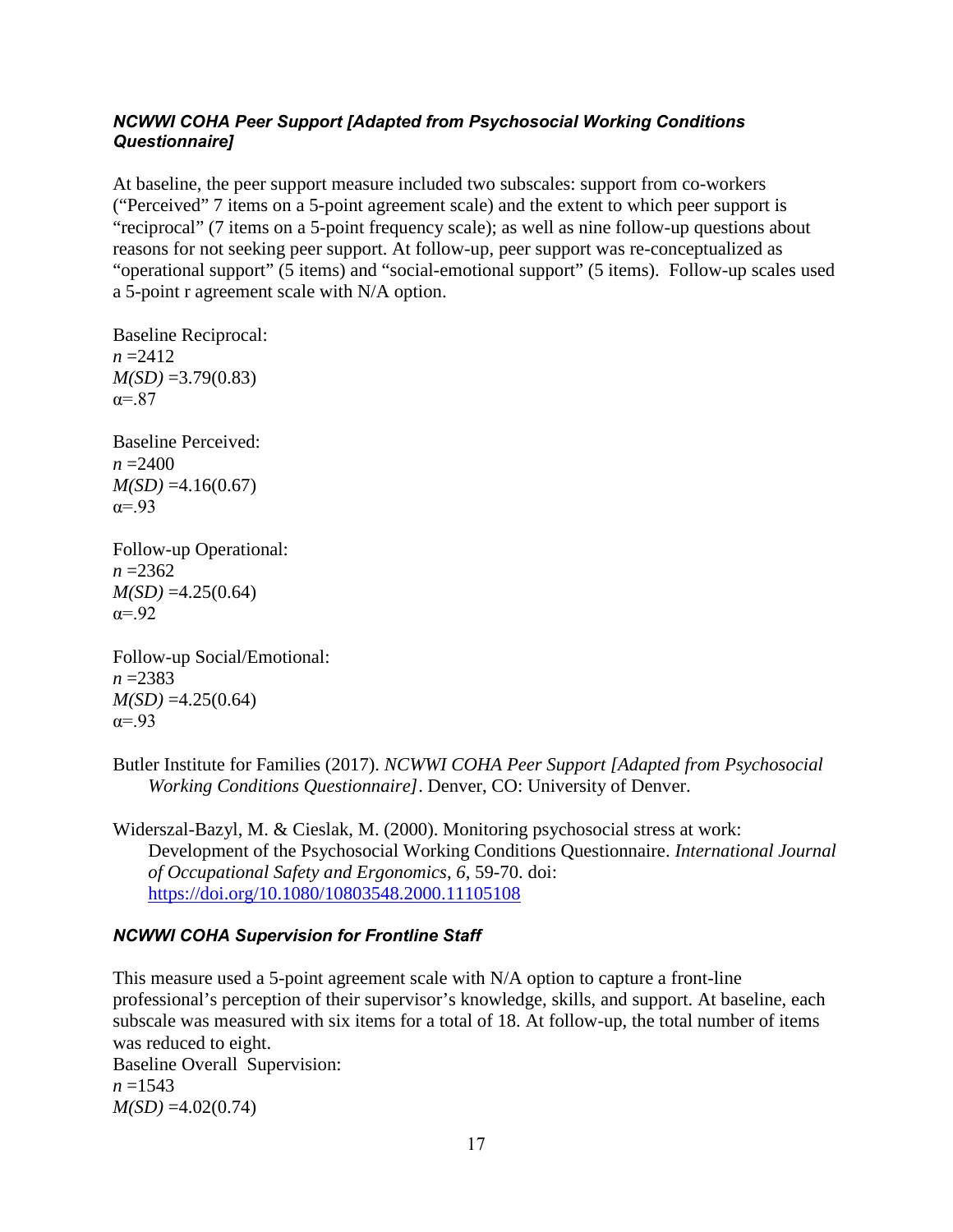### *NCWWI COHA Peer Support [Adapted from Psychosocial Working Conditions Questionnaire]*

At baseline, the peer support measure included two subscales: support from co-workers ("Perceived" 7 items on a 5-point agreement scale) and the extent to which peer support is "reciprocal" (7 items on a 5-point frequency scale); as well as nine follow-up questions about reasons for not seeking peer support. At follow-up, peer support was re-conceptualized as "operational support" (5 items) and "social-emotional support" (5 items). Follow-up scales used a 5-point r agreement scale with N/A option.

Baseline Reciprocal:
*n* =2412
*M(SD)* =3.79(0.83)
α=.87

Baseline Perceived:
*n* =2400
*M(SD)* =4.16(0.67)
α=.93

Follow-up Operational:
*n* =2362
*M(SD)* =4.25(0.64)
α=.92

Follow-up Social/Emotional:
*n* =2383
*M(SD)* =4.25(0.64)
α=.93

Butler Institute for Families (2017). *NCWWI COHA Peer Support [Adapted from Psychosocial Working Conditions Questionnaire]*. Denver, CO: University of Denver.

Widerszal-Bazyl, M. & Cieslak, M. (2000). Monitoring psychosocial stress at work: Development of the Psychosocial Working Conditions Questionnaire. *International Journal of Occupational Safety and Ergonomics*, *6*, 59-70. doi: https://doi.org/10.1080/10803548.2000.11105108

### *NCWWI COHA Supervision for Frontline Staff*

This measure used a 5-point agreement scale with N/A option to capture a front-line professional's perception of their supervisor's knowledge, skills, and support. At baseline, each subscale was measured with six items for a total of 18. At follow-up, the total number of items was reduced to eight.
Baseline Overall Supervision:
*n* =1543
*M(SD)* =4.02(0.74)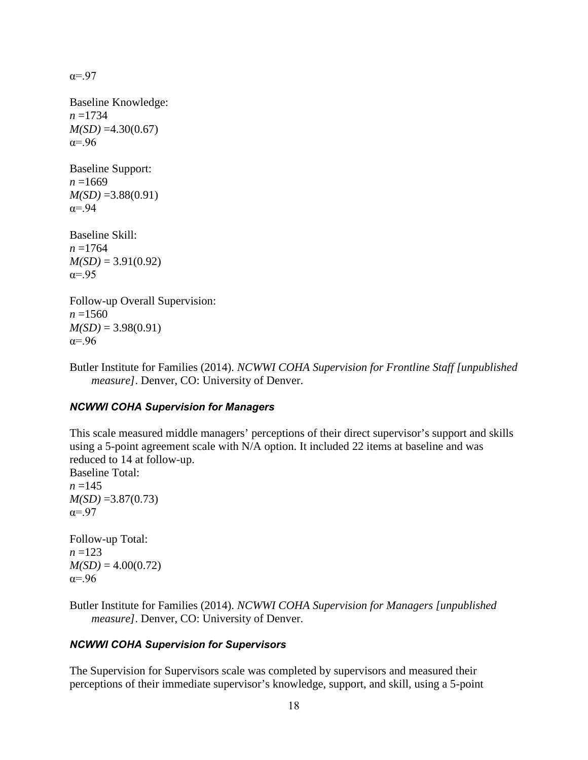α=.97

Baseline Knowledge:
*n* =1734
*M(SD)* =4.30(0.67)
α=.96

Baseline Support:
*n* =1669
*M(SD)* =3.88(0.91)
α=.94

Baseline Skill:
*n* =1764
*M(SD)* = 3.91(0.92)
α=.95

Follow-up Overall Supervision:
*n* =1560
*M(SD)* = 3.98(0.91)
α=.96

Butler Institute for Families (2014). *NCWWI COHA Supervision for Frontline Staff [unpublished measure]*. Denver, CO: University of Denver.

### *NCWWI COHA Supervision for Managers*

This scale measured middle managers' perceptions of their direct supervisor's support and skills using a 5-point agreement scale with N/A option. It included 22 items at baseline and was reduced to 14 at follow-up.
Baseline Total:
*n* =145
*M(SD)* =3.87(0.73)
α=.97

Follow-up Total:
*n* =123
*M(SD)* = 4.00(0.72)
α=.96

Butler Institute for Families (2014). *NCWWI COHA Supervision for Managers [unpublished measure]*. Denver, CO: University of Denver.

### *NCWWI COHA Supervision for Supervisors*

The Supervision for Supervisors scale was completed by supervisors and measured their perceptions of their immediate supervisor's knowledge, support, and skill, using a 5-point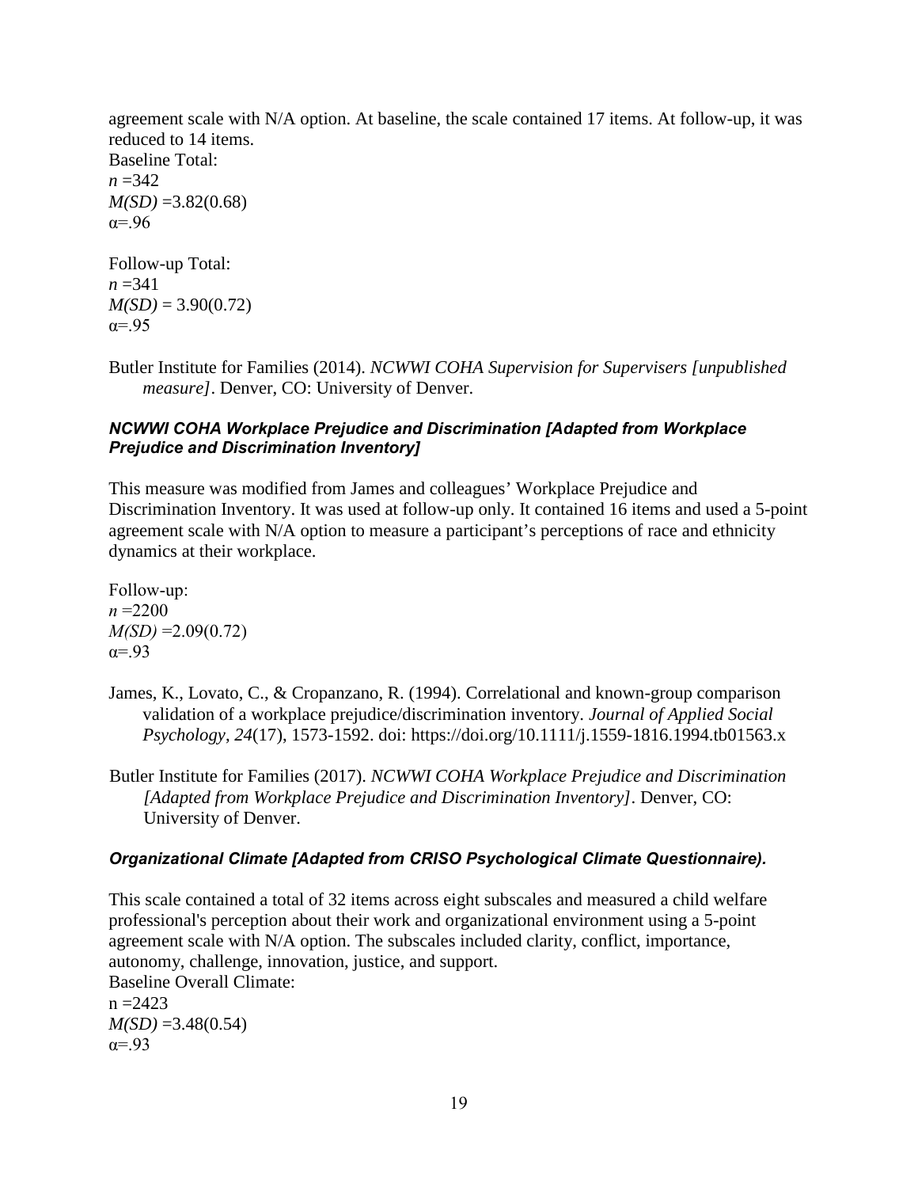agreement scale with N/A option. At baseline, the scale contained 17 items. At follow-up, it was reduced to 14 items.
Baseline Total:
*n* =342
*M(SD)* =3.82(0.68)
α=.96

Follow-up Total:
*n* =341
*M(SD)* = 3.90(0.72)
α=.95

Butler Institute for Families (2014). *NCWWI COHA Supervision for Supervisers [unpublished measure]*. Denver, CO: University of Denver.

### *NCWWI COHA Workplace Prejudice and Discrimination [Adapted from Workplace Prejudice and Discrimination Inventory]*

This measure was modified from James and colleagues' Workplace Prejudice and Discrimination Inventory. It was used at follow-up only. It contained 16 items and used a 5-point agreement scale with N/A option to measure a participant's perceptions of race and ethnicity dynamics at their workplace.

Follow-up:
*n* =2200
*M(SD)* =2.09(0.72)
α=.93

James, K., Lovato, C., & Cropanzano, R. (1994). Correlational and known-group comparison validation of a workplace prejudice/discrimination inventory. *Journal of Applied Social Psychology*, *24*(17), 1573-1592. doi: https://doi.org/10.1111/j.1559-1816.1994.tb01563.x

Butler Institute for Families (2017). *NCWWI COHA Workplace Prejudice and Discrimination [Adapted from Workplace Prejudice and Discrimination Inventory]*. Denver, CO: University of Denver.

### *Organizational Climate [Adapted from CRISO Psychological Climate Questionnaire).*

This scale contained a total of 32 items across eight subscales and measured a child welfare professional's perception about their work and organizational environment using a 5-point agreement scale with N/A option. The subscales included clarity, conflict, importance, autonomy, challenge, innovation, justice, and support.
Baseline Overall Climate:
n =2423
*M(SD)* =3.48(0.54)
α=.93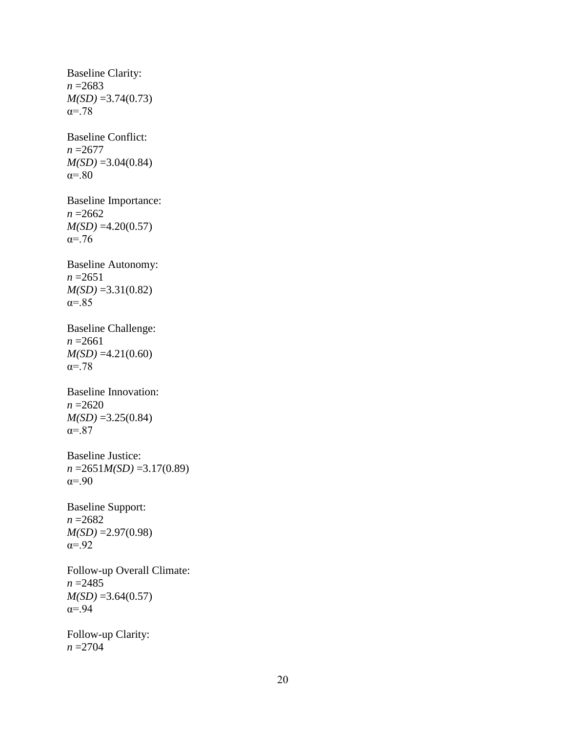Baseline Clarity:
*n* =2683
*M(SD)* =3.74(0.73)
α=.78

Baseline Conflict:
*n* =2677
*M(SD)* =3.04(0.84)
α=.80

Baseline Importance:
*n* =2662
*M(SD)* =4.20(0.57)
α=.76

Baseline Autonomy:
*n* =2651
*M(SD)* =3.31(0.82)
α=.85

Baseline Challenge:
*n* =2661
*M(SD)* =4.21(0.60)
α=.78

Baseline Innovation:
*n* =2620
*M(SD)* =3.25(0.84)
α=.87

Baseline Justice:
*n* =2651*M(SD)* =3.17(0.89)
α=.90

Baseline Support:
*n* =2682
*M(SD)* =2.97(0.98)
α=.92

Follow-up Overall Climate:
*n* =2485
*M(SD)* =3.64(0.57)
α=.94

Follow-up Clarity:
*n* =2704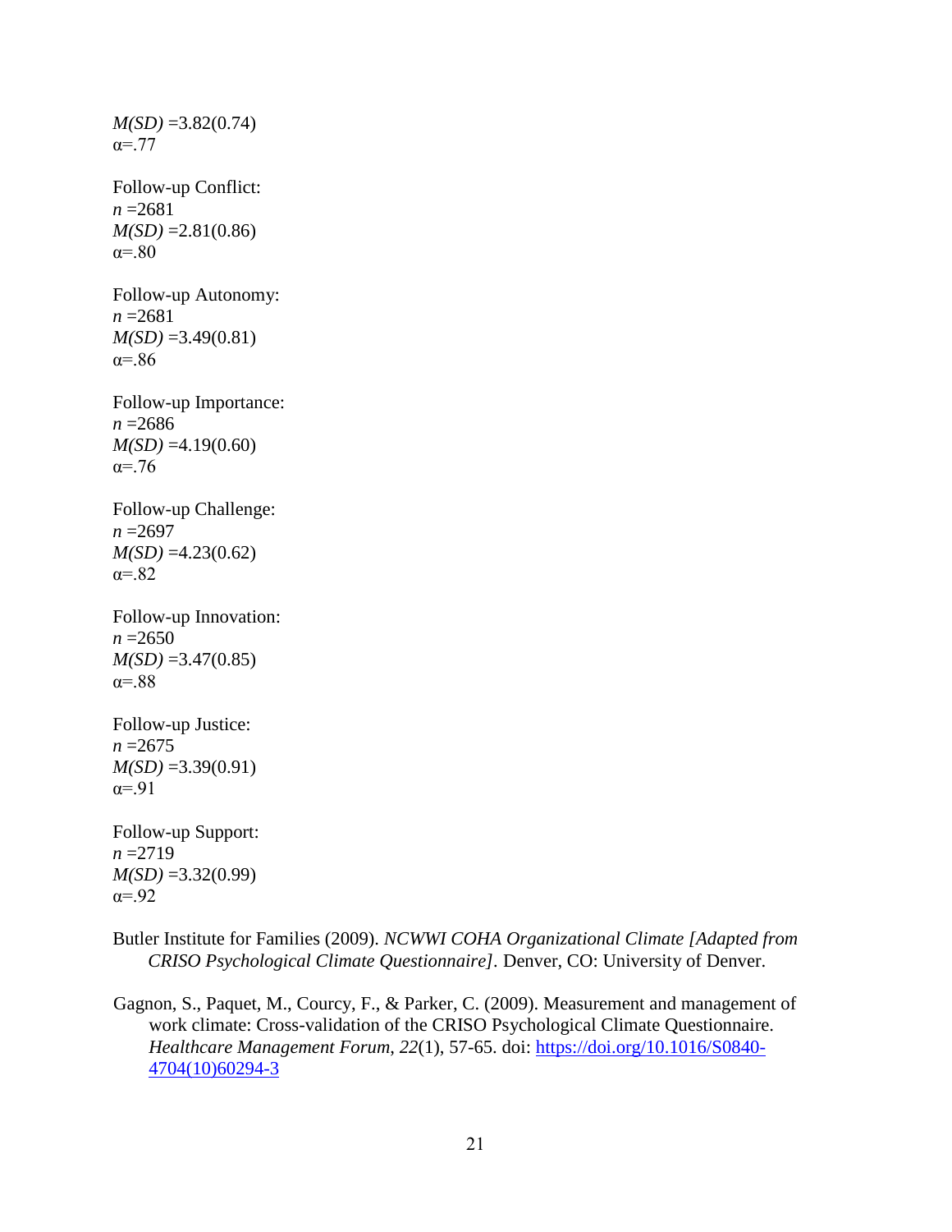*M(SD)* =3.82(0.74)
α=.77

Follow-up Conflict:
*n* =2681
*M(SD)* =2.81(0.86)
α=.80

Follow-up Autonomy:
*n* =2681
*M(SD)* =3.49(0.81)
α=.86

Follow-up Importance:
*n* =2686
*M(SD)* =4.19(0.60)
α=.76

Follow-up Challenge:
*n* =2697
*M(SD)* =4.23(0.62)
α=.82

Follow-up Innovation:
*n* =2650
*M(SD)* =3.47(0.85)
α=.88

Follow-up Justice:
*n* =2675
*M(SD)* =3.39(0.91)
α=.91

Follow-up Support:
*n* =2719
*M(SD)* =3.32(0.99)
α=.92

Butler Institute for Families (2009). *NCWWI COHA Organizational Climate [Adapted from CRISO Psychological Climate Questionnaire].* Denver, CO: University of Denver.

Gagnon, S., Paquet, M., Courcy, F., & Parker, C. (2009). Measurement and management of work climate: Cross-validation of the CRISO Psychological Climate Questionnaire. *Healthcare Management Forum*, *22*(1), 57-65. doi: [https://doi.org/10.1016/S0840-4704(10)60294-3](https://doi.org/10.1016/S0840-4704(10)60294-3)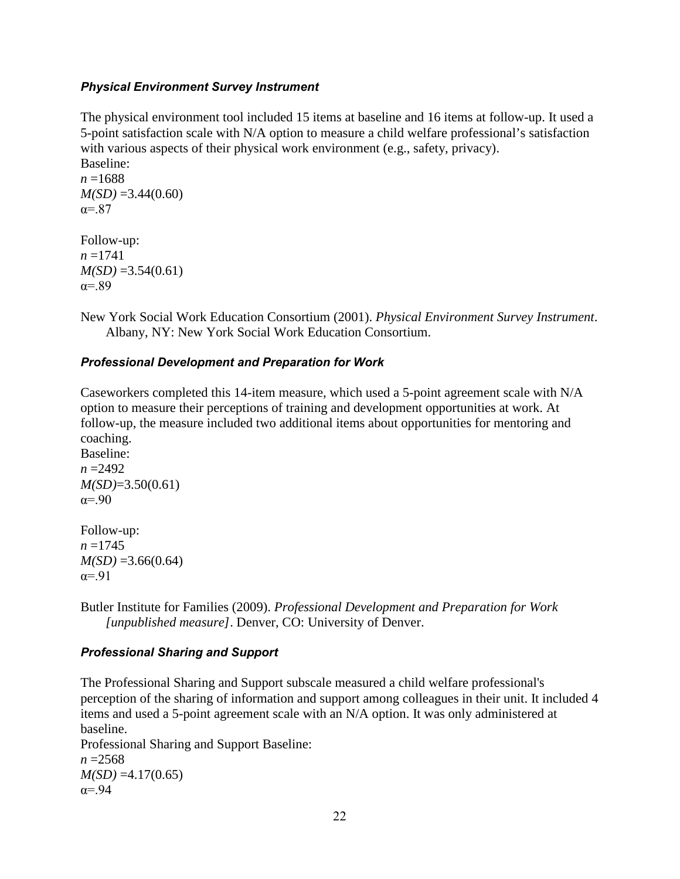### *Physical Environment Survey Instrument*

The physical environment tool included 15 items at baseline and 16 items at follow-up. It used a 5-point satisfaction scale with N/A option to measure a child welfare professional's satisfaction with various aspects of their physical work environment (e.g., safety, privacy).
Baseline:
*n* =1688
*M(SD)* =3.44(0.60)
α=.87

Follow-up:
*n* =1741
*M(SD)* =3.54(0.61)
α=.89

New York Social Work Education Consortium (2001). *Physical Environment Survey Instrument*. Albany, NY: New York Social Work Education Consortium.

### *Professional Development and Preparation for Work*

Caseworkers completed this 14-item measure, which used a 5-point agreement scale with N/A option to measure their perceptions of training and development opportunities at work. At follow-up, the measure included two additional items about opportunities for mentoring and coaching.
Baseline:
*n* =2492
*M(SD)*=3.50(0.61)
α=.90

Follow-up:
*n* =1745
*M(SD)* =3.66(0.64)
α=.91

Butler Institute for Families (2009). *Professional Development and Preparation for Work [unpublished measure]*. Denver, CO: University of Denver.

### *Professional Sharing and Support*

The Professional Sharing and Support subscale measured a child welfare professional's perception of the sharing of information and support among colleagues in their unit. It included 4 items and used a 5-point agreement scale with an N/A option. It was only administered at baseline.
Professional Sharing and Support Baseline:
*n* =2568
*M(SD)* =4.17(0.65)
α=.94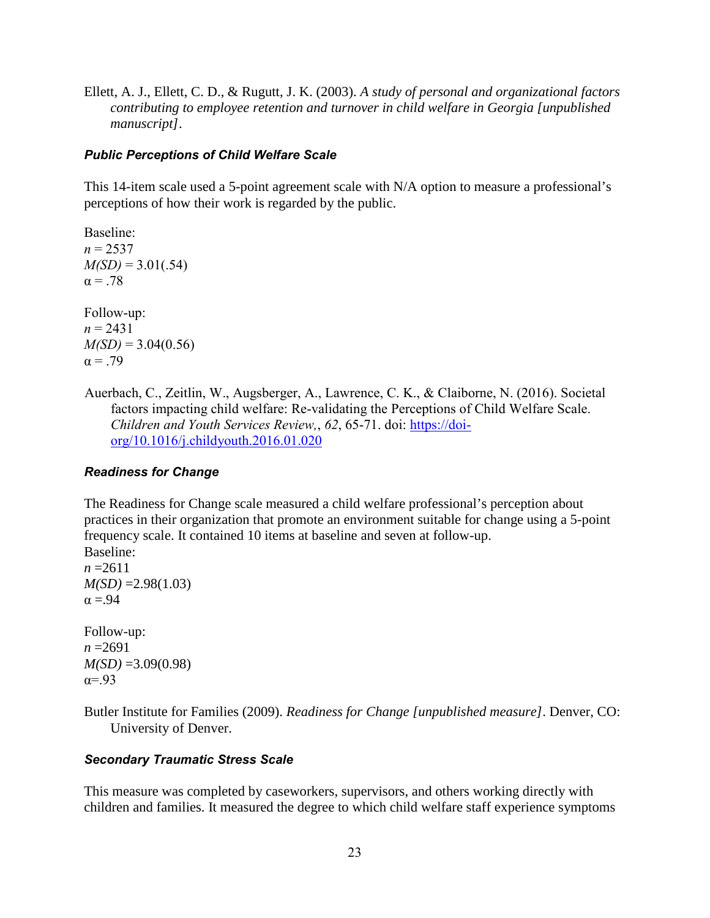Ellett, A. J., Ellett, C. D., & Rugutt, J. K. (2003). *A study of personal and organizational factors contributing to employee retention and turnover in child welfare in Georgia [unpublished manuscript]*.

### *Public Perceptions of Child Welfare Scale*

This 14-item scale used a 5-point agreement scale with N/A option to measure a professional's perceptions of how their work is regarded by the public.

Baseline:
$n = 2537$
$M(SD) = 3.01(.54)$
$\alpha = .78$

Follow-up:
$n = 2431$
$M(SD) = 3.04(0.56)$
$\alpha = .79$

Auerbach, C., Zeitlin, W., Augsberger, A., Lawrence, C. K., & Claiborne, N. (2016). Societal factors impacting child welfare: Re-validating the Perceptions of Child Welfare Scale. *Children and Youth Services Review,*, *62*, 65-71. doi: https://doi-org/10.1016/j.childyouth.2016.01.020

### *Readiness for Change*

The Readiness for Change scale measured a child welfare professional's perception about practices in their organization that promote an environment suitable for change using a 5-point frequency scale. It contained 10 items at baseline and seven at follow-up.
Baseline:
$n = 2611$
$M(SD) = 2.98(1.03)$
$\alpha = .94$

Follow-up:
$n = 2691$
$M(SD) = 3.09(0.98)$
$\alpha = .93$

Butler Institute for Families (2009). *Readiness for Change [unpublished measure]*. Denver, CO: University of Denver.

### *Secondary Traumatic Stress Scale*

This measure was completed by caseworkers, supervisors, and others working directly with children and families. It measured the degree to which child welfare staff experience symptoms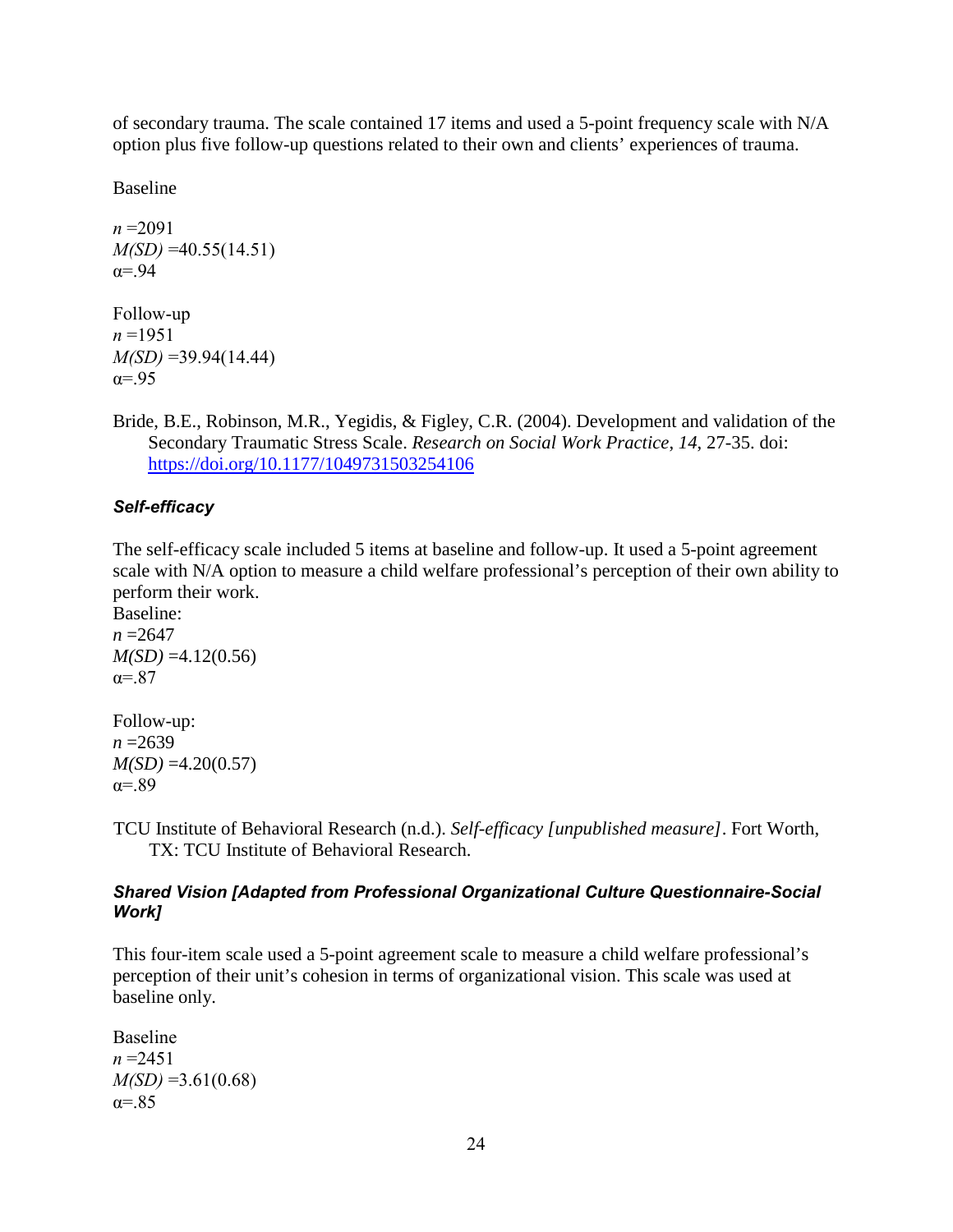of secondary trauma. The scale contained 17 items and used a 5-point frequency scale with N/A option plus five follow-up questions related to their own and clients' experiences of trauma.

Baseline

*n* =2091
*M(SD)* =40.55(14.51)
α=.94

Follow-up
*n* =1951
*M(SD)* =39.94(14.44)
α=.95

Bride, B.E., Robinson, M.R., Yegidis, & Figley, C.R. (2004). Development and validation of the Secondary Traumatic Stress Scale. *Research on Social Work Practice*, *14*, 27-35. doi: https://doi.org/10.1177/1049731503254106

#### ***Self-efficacy***

The self-efficacy scale included 5 items at baseline and follow-up. It used a 5-point agreement scale with N/A option to measure a child welfare professional's perception of their own ability to perform their work.
Baseline:
*n* =2647
*M(SD)* =4.12(0.56)
α=.87

Follow-up:
*n* =2639
*M(SD)* =4.20(0.57)
α=.89

TCU Institute of Behavioral Research (n.d.). *Self-efficacy [unpublished measure]*. Fort Worth, TX: TCU Institute of Behavioral Research.

#### ***Shared Vision [Adapted from Professional Organizational Culture Questionnaire-Social Work]***

This four-item scale used a 5-point agreement scale to measure a child welfare professional's perception of their unit's cohesion in terms of organizational vision. This scale was used at baseline only.

Baseline
*n* =2451
*M(SD)* =3.61(0.68)
α=.85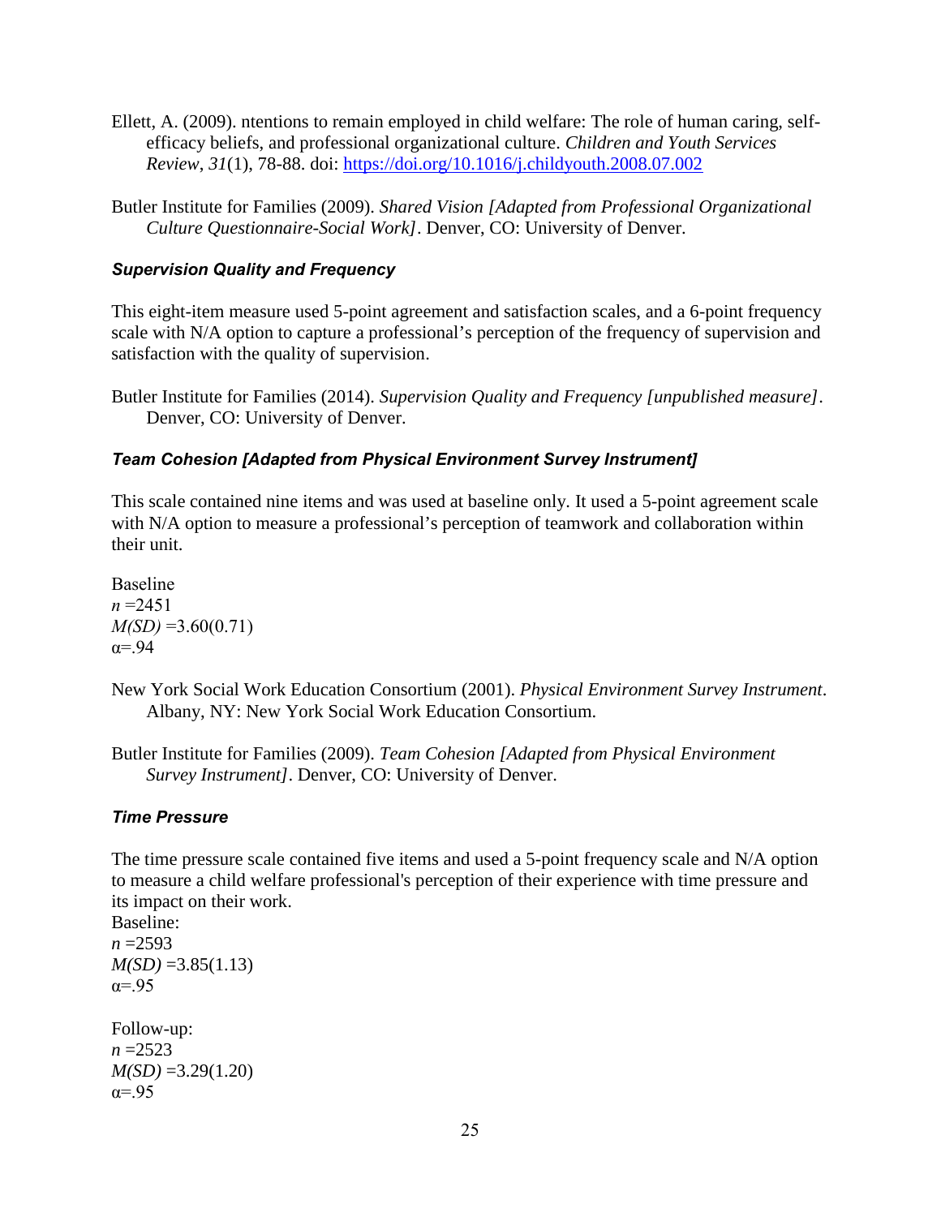Ellett, A. (2009). ntentions to remain employed in child welfare: The role of human caring, self-efficacy beliefs, and professional organizational culture. *Children and Youth Services Review*, *31*(1), 78-88. doi: https://doi.org/10.1016/j.childyouth.2008.07.002

Butler Institute for Families (2009). *Shared Vision [Adapted from Professional Organizational Culture Questionnaire-Social Work]*. Denver, CO: University of Denver.

### *Supervision Quality and Frequency*

This eight-item measure used 5-point agreement and satisfaction scales, and a 6-point frequency scale with N/A option to capture a professional's perception of the frequency of supervision and satisfaction with the quality of supervision.

Butler Institute for Families (2014). *Supervision Quality and Frequency [unpublished measure]*. Denver, CO: University of Denver.

### *Team Cohesion [Adapted from Physical Environment Survey Instrument]*

This scale contained nine items and was used at baseline only. It used a 5-point agreement scale with N/A option to measure a professional's perception of teamwork and collaboration within their unit.

Baseline
*n* =2451
*M(SD)* =3.60(0.71)
α=.94

New York Social Work Education Consortium (2001). *Physical Environment Survey Instrument*. Albany, NY: New York Social Work Education Consortium.

Butler Institute for Families (2009). *Team Cohesion [Adapted from Physical Environment Survey Instrument]*. Denver, CO: University of Denver.

### *Time Pressure*

The time pressure scale contained five items and used a 5-point frequency scale and N/A option to measure a child welfare professional's perception of their experience with time pressure and its impact on their work.
Baseline:
*n* =2593
*M(SD)* =3.85(1.13)
α=.95

Follow-up:
*n* =2523
*M(SD)* =3.29(1.20)
α=.95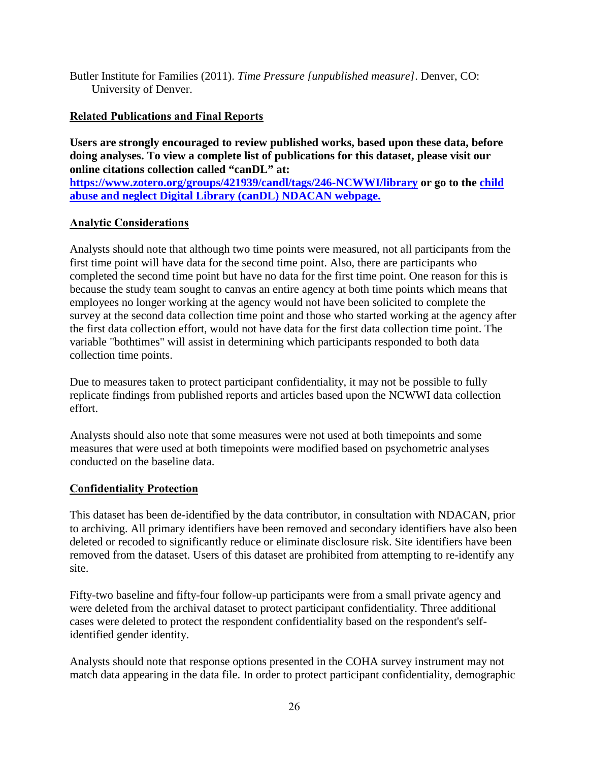Butler Institute for Families (2011). *Time Pressure [unpublished measure]*. Denver, CO: University of Denver.

## Related Publications and Final Reports

**Users are strongly encouraged to review published works, based upon these data, before doing analyses. To view a complete list of publications for this dataset, please visit our online citations collection called "canDL" at: [https://www.zotero.org/groups/421939/candl/tags/246-NCWWI/library](https://www.zotero.org/groups/421939/candl/tags/246-NCWWI/library) or go to the [child abuse and neglect Digital Library (canDL) NDACAN webpage.](#)**

## Analytic Considerations

Analysts should note that although two time points were measured, not all participants from the first time point will have data for the second time point. Also, there are participants who completed the second time point but have no data for the first time point. One reason for this is because the study team sought to canvas an entire agency at both time points which means that employees no longer working at the agency would not have been solicited to complete the survey at the second data collection time point and those who started working at the agency after the first data collection effort, would not have data for the first data collection time point. The variable "bothtimes" will assist in determining which participants responded to both data collection time points.

Due to measures taken to protect participant confidentiality, it may not be possible to fully replicate findings from published reports and articles based upon the NCWWI data collection effort.

Analysts should also note that some measures were not used at both timepoints and some measures that were used at both timepoints were modified based on psychometric analyses conducted on the baseline data.

## Confidentiality Protection

This dataset has been de-identified by the data contributor, in consultation with NDACAN, prior to archiving. All primary identifiers have been removed and secondary identifiers have also been deleted or recoded to significantly reduce or eliminate disclosure risk. Site identifiers have been removed from the dataset. Users of this dataset are prohibited from attempting to re-identify any site.

Fifty-two baseline and fifty-four follow-up participants were from a small private agency and were deleted from the archival dataset to protect participant confidentiality. Three additional cases were deleted to protect the respondent confidentiality based on the respondent's self-identified gender identity.

Analysts should note that response options presented in the COHA survey instrument may not match data appearing in the data file. In order to protect participant confidentiality, demographic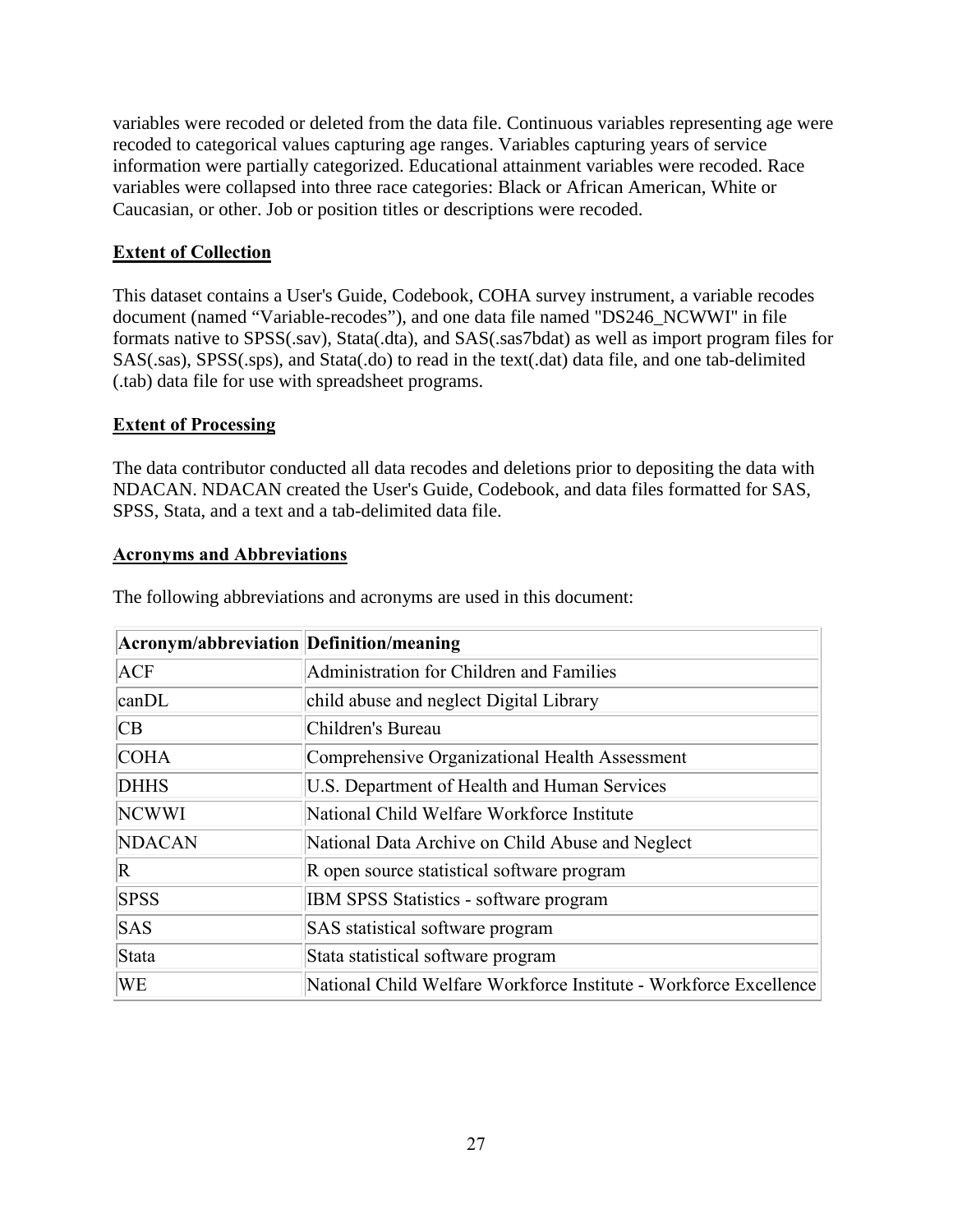variables were recoded or deleted from the data file. Continuous variables representing age were recoded to categorical values capturing age ranges. Variables capturing years of service information were partially categorized. Educational attainment variables were recoded. Race variables were collapsed into three race categories: Black or African American, White or Caucasian, or other. Job or position titles or descriptions were recoded.

## Extent of Collection

This dataset contains a User's Guide, Codebook, COHA survey instrument, a variable recodes document (named "Variable-recodes"), and one data file named "DS246_NCWWI" in file formats native to SPSS(.sav), Stata(.dta), and SAS(.sas7bdat) as well as import program files for SAS(.sas), SPSS(.sps), and Stata(.do) to read in the text(.dat) data file, and one tab-delimited (.tab) data file for use with spreadsheet programs.

## Extent of Processing

The data contributor conducted all data recodes and deletions prior to depositing the data with NDACAN. NDACAN created the User's Guide, Codebook, and data files formatted for SAS, SPSS, Stata, and a text and a tab-delimited data file.

## Acronyms and Abbreviations

The following abbreviations and acronyms are used in this document:

| Acronym/abbreviation | Definition/meaning |
|---|---|
| ACF | Administration for Children and Families |
| canDL | child abuse and neglect Digital Library |
| CB | Children's Bureau |
| COHA | Comprehensive Organizational Health Assessment |
| DHHS | U.S. Department of Health and Human Services |
| NCWWI | National Child Welfare Workforce Institute |
| NDACAN | National Data Archive on Child Abuse and Neglect |
| R | R open source statistical software program |
| SPSS | IBM SPSS Statistics - software program |
| SAS | SAS statistical software program |
| Stata | Stata statistical software program |
| WE | National Child Welfare Workforce Institute - Workforce Excellence |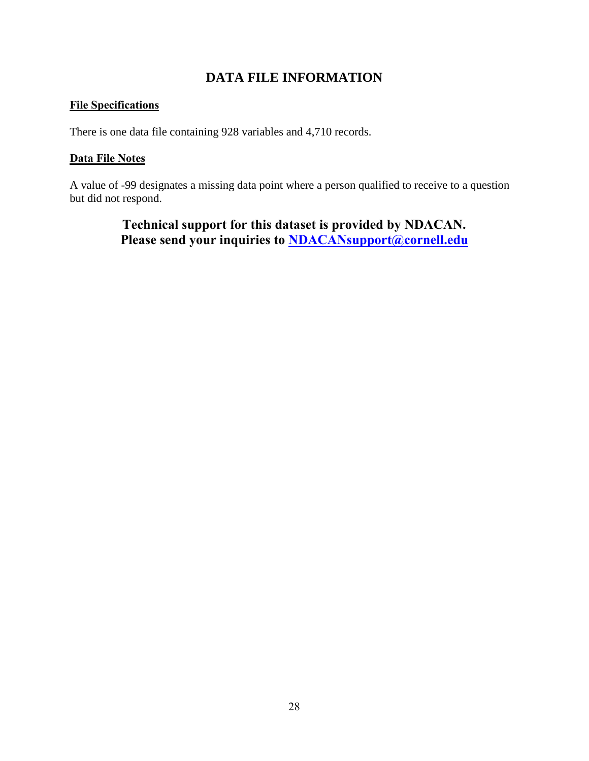# DATA FILE INFORMATION

**File Specifications**

There is one data file containing 928 variables and 4,710 records.

**Data File Notes**

A value of -99 designates a missing data point where a person qualified to receive to a question but did not respond.

**Technical support for this dataset is provided by NDACAN.**
**Please send your inquiries to NDACANsupport@cornell.edu**